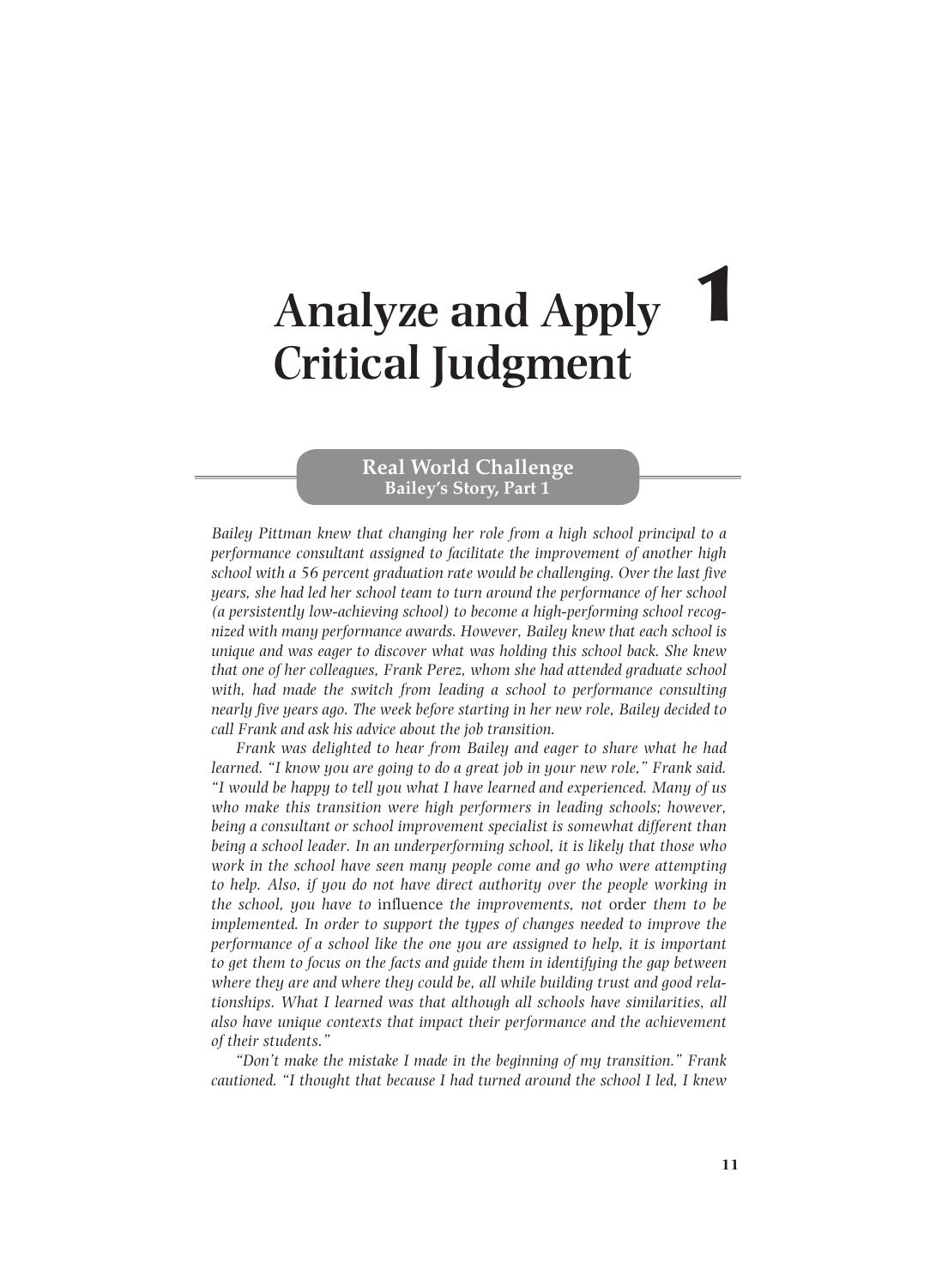# 1 Analyze and Apply Critical Judgment

## Real World Challenge
### Bailey's Story, Part 1

*Bailey Pittman knew that changing her role from a high school principal to a performance consultant assigned to facilitate the improvement of another high school with a 56 percent graduation rate would be challenging. Over the last five years, she had led her school team to turn around the performance of her school (a persistently low-achieving school) to become a high-performing school recognized with many performance awards. However, Bailey knew that each school is unique and was eager to discover what was holding this school back. She knew that one of her colleagues, Frank Perez, whom she had attended graduate school with, had made the switch from leading a school to performance consulting nearly five years ago. The week before starting in her new role, Bailey decided to call Frank and ask his advice about the job transition.*

*Frank was delighted to hear from Bailey and eager to share what he had learned. "I know you are going to do a great job in your new role," Frank said. "I would be happy to tell you what I have learned and experienced. Many of us who make this transition were high performers in leading schools; however, being a consultant or school improvement specialist is somewhat different than being a school leader. In an underperforming school, it is likely that those who work in the school have seen many people come and go who were attempting to help. Also, if you do not have direct authority over the people working in the school, you have to* influence *the improvements, not* order *them to be implemented. In order to support the types of changes needed to improve the performance of a school like the one you are assigned to help, it is important to get them to focus on the facts and guide them in identifying the gap between where they are and where they could be, all while building trust and good relationships. What I learned was that although all schools have similarities, all also have unique contexts that impact their performance and the achievement of their students."*

*"Don't make the mistake I made in the beginning of my transition." Frank cautioned. "I thought that because I had turned around the school I led, I knew*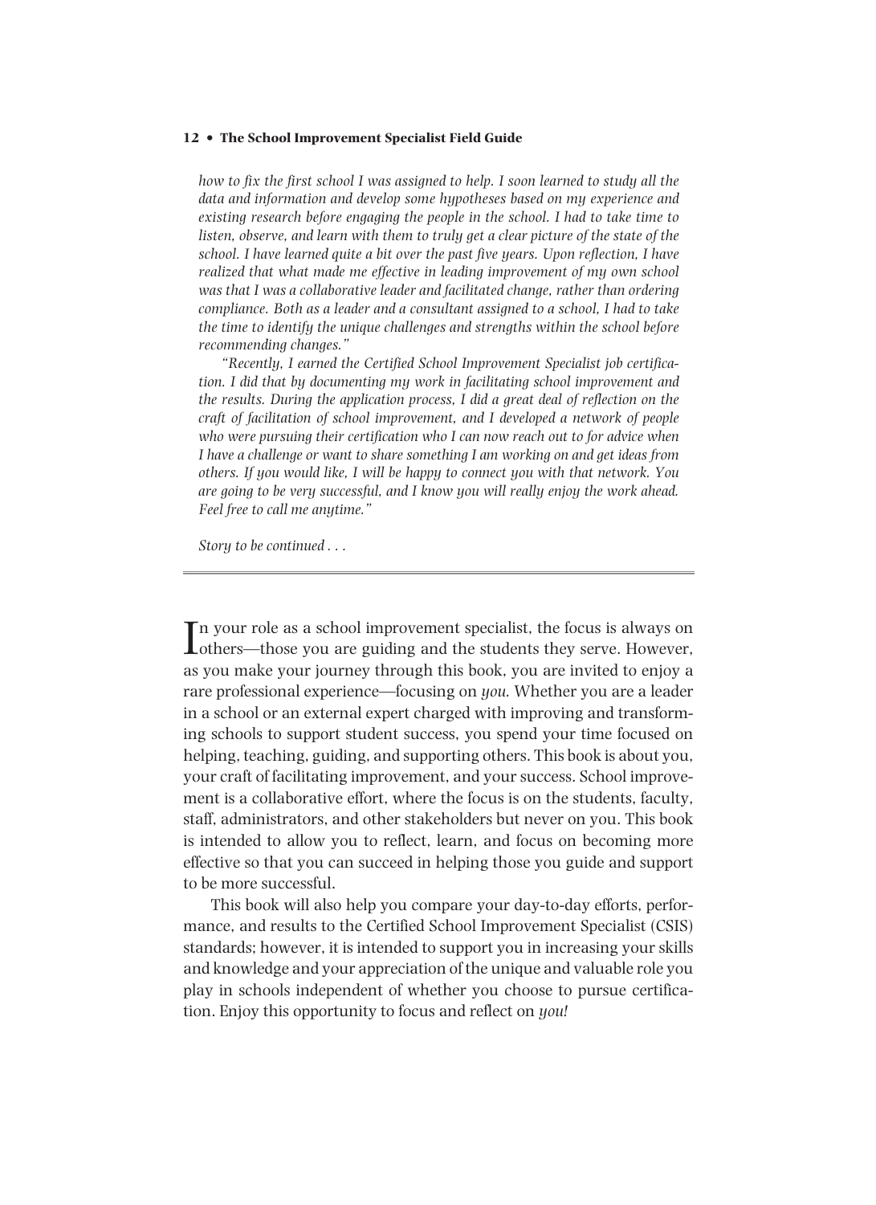*how to fix the first school I was assigned to help. I soon learned to study all the data and information and develop some hypotheses based on my experience and existing research before engaging the people in the school. I had to take time to listen, observe, and learn with them to truly get a clear picture of the state of the school. I have learned quite a bit over the past five years. Upon reflection, I have realized that what made me effective in leading improvement of my own school was that I was a collaborative leader and facilitated change, rather than ordering compliance. Both as a leader and a consultant assigned to a school, I had to take the time to identify the unique challenges and strengths within the school before recommending changes."*

*"Recently, I earned the Certified School Improvement Specialist job certification. I did that by documenting my work in facilitating school improvement and the results. During the application process, I did a great deal of reflection on the craft of facilitation of school improvement, and I developed a network of people who were pursuing their certification who I can now reach out to for advice when I have a challenge or want to share something I am working on and get ideas from others. If you would like, I will be happy to connect you with that network. You are going to be very successful, and I know you will really enjoy the work ahead. Feel free to call me anytime."*

*Story to be continued . . .*

---

In your role as a school improvement specialist, the focus is always on others—those you are guiding and the students they serve. However, as you make your journey through this book, you are invited to enjoy a rare professional experience—focusing on *you.* Whether you are a leader in a school or an external expert charged with improving and transforming schools to support student success, you spend your time focused on helping, teaching, guiding, and supporting others. This book is about you, your craft of facilitating improvement, and your success. School improvement is a collaborative effort, where the focus is on the students, faculty, staff, administrators, and other stakeholders but never on you. This book is intended to allow you to reflect, learn, and focus on becoming more effective so that you can succeed in helping those you guide and support to be more successful.

This book will also help you compare your day-to-day efforts, performance, and results to the Certified School Improvement Specialist (CSIS) standards; however, it is intended to support you in increasing your skills and knowledge and your appreciation of the unique and valuable role you play in schools independent of whether you choose to pursue certification. Enjoy this opportunity to focus and reflect on *you!*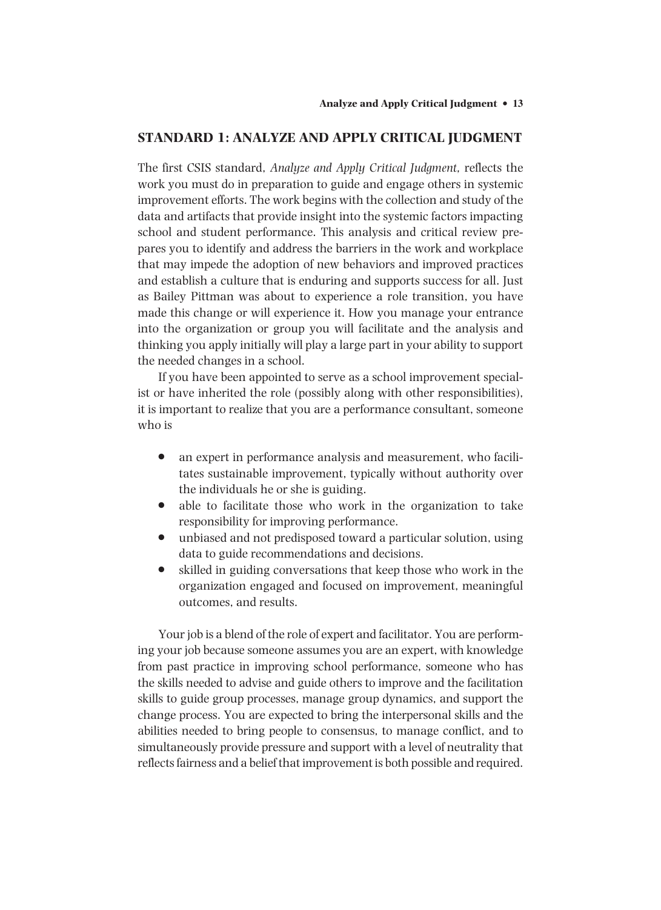## STANDARD 1: ANALYZE AND APPLY CRITICAL JUDGMENT

The first CSIS standard, *Analyze and Apply Critical Judgment,* reflects the work you must do in preparation to guide and engage others in systemic improvement efforts. The work begins with the collection and study of the data and artifacts that provide insight into the systemic factors impacting school and student performance. This analysis and critical review prepares you to identify and address the barriers in the work and workplace that may impede the adoption of new behaviors and improved practices and establish a culture that is enduring and supports success for all. Just as Bailey Pittman was about to experience a role transition, you have made this change or will experience it. How you manage your entrance into the organization or group you will facilitate and the analysis and thinking you apply initially will play a large part in your ability to support the needed changes in a school.

If you have been appointed to serve as a school improvement specialist or have inherited the role (possibly along with other responsibilities), it is important to realize that you are a performance consultant, someone who is

- an expert in performance analysis and measurement, who facilitates sustainable improvement, typically without authority over the individuals he or she is guiding.
- able to facilitate those who work in the organization to take responsibility for improving performance.
- unbiased and not predisposed toward a particular solution, using data to guide recommendations and decisions.
- skilled in guiding conversations that keep those who work in the organization engaged and focused on improvement, meaningful outcomes, and results.

Your job is a blend of the role of expert and facilitator. You are performing your job because someone assumes you are an expert, with knowledge from past practice in improving school performance, someone who has the skills needed to advise and guide others to improve and the facilitation skills to guide group processes, manage group dynamics, and support the change process. You are expected to bring the interpersonal skills and the abilities needed to bring people to consensus, to manage conflict, and to simultaneously provide pressure and support with a level of neutrality that reflects fairness and a belief that improvement is both possible and required.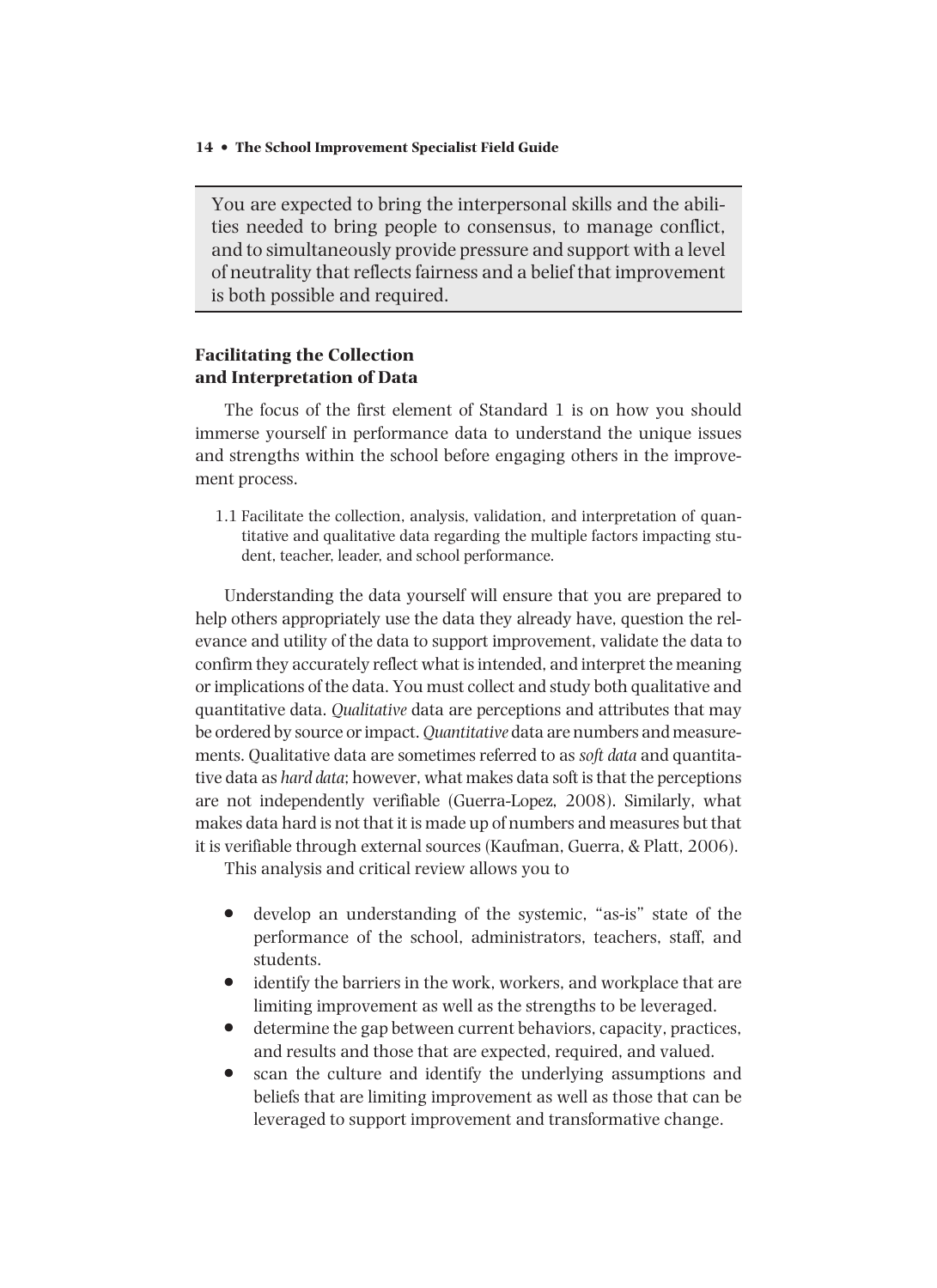You are expected to bring the interpersonal skills and the abilities needed to bring people to consensus, to manage conflict, and to simultaneously provide pressure and support with a level of neutrality that reflects fairness and a belief that improvement is both possible and required.

### Facilitating the Collection and Interpretation of Data

The focus of the first element of Standard 1 is on how you should immerse yourself in performance data to understand the unique issues and strengths within the school before engaging others in the improvement process.

> 1.1 Facilitate the collection, analysis, validation, and interpretation of quantitative and qualitative data regarding the multiple factors impacting student, teacher, leader, and school performance.

Understanding the data yourself will ensure that you are prepared to help others appropriately use the data they already have, question the relevance and utility of the data to support improvement, validate the data to confirm they accurately reflect what is intended, and interpret the meaning or implications of the data. You must collect and study both qualitative and quantitative data. *Qualitative* data are perceptions and attributes that may be ordered by source or impact. *Quantitative* data are numbers and measurements. Qualitative data are sometimes referred to as *soft data* and quantitative data as *hard data*; however, what makes data soft is that the perceptions are not independently verifiable (Guerra-Lopez, 2008). Similarly, what makes data hard is not that it is made up of numbers and measures but that it is verifiable through external sources (Kaufman, Guerra, & Platt, 2006).

This analysis and critical review allows you to

- develop an understanding of the systemic, "as-is" state of the performance of the school, administrators, teachers, staff, and students.
- identify the barriers in the work, workers, and workplace that are limiting improvement as well as the strengths to be leveraged.
- determine the gap between current behaviors, capacity, practices, and results and those that are expected, required, and valued.
- scan the culture and identify the underlying assumptions and beliefs that are limiting improvement as well as those that can be leveraged to support improvement and transformative change.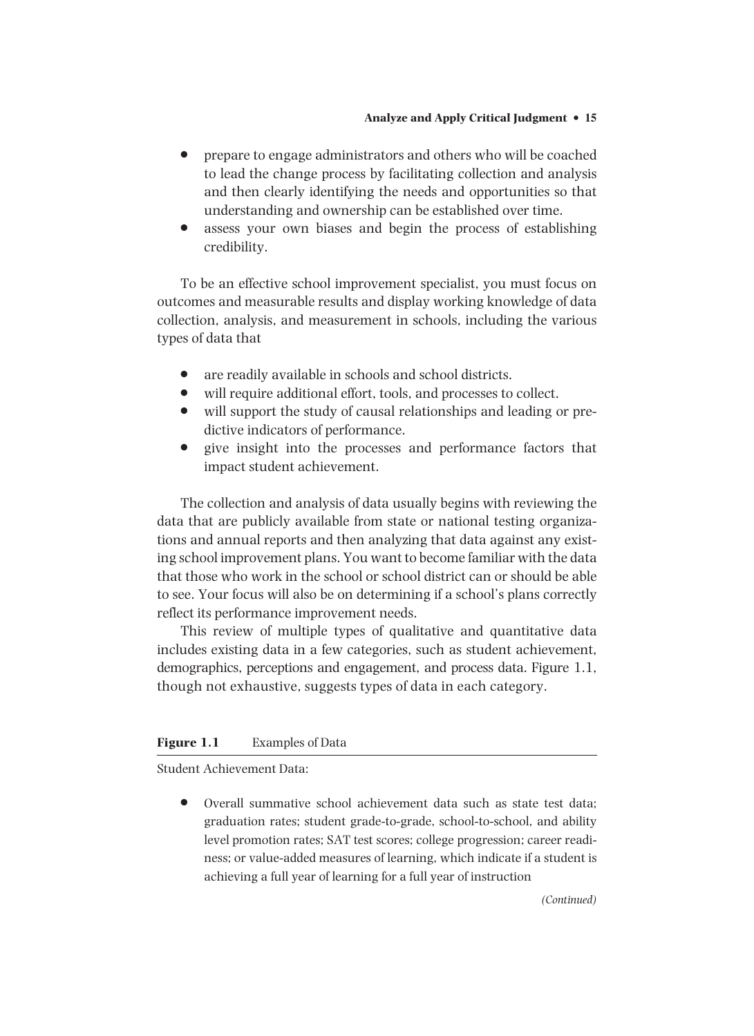- prepare to engage administrators and others who will be coached to lead the change process by facilitating collection and analysis and then clearly identifying the needs and opportunities so that understanding and ownership can be established over time.
- assess your own biases and begin the process of establishing credibility.

To be an effective school improvement specialist, you must focus on outcomes and measurable results and display working knowledge of data collection, analysis, and measurement in schools, including the various types of data that

- are readily available in schools and school districts.
- will require additional effort, tools, and processes to collect.
- will support the study of causal relationships and leading or predictive indicators of performance.
- give insight into the processes and performance factors that impact student achievement.

The collection and analysis of data usually begins with reviewing the data that are publicly available from state or national testing organizations and annual reports and then analyzing that data against any existing school improvement plans. You want to become familiar with the data that those who work in the school or school district can or should be able to see. Your focus will also be on determining if a school's plans correctly reflect its performance improvement needs.

This review of multiple types of qualitative and quantitative data includes existing data in a few categories, such as student achievement, demographics, perceptions and engagement, and process data. Figure 1.1, though not exhaustive, suggests types of data in each category.

**Figure 1.1** Examples of Data

Student Achievement Data:

- Overall summative school achievement data such as state test data; graduation rates; student grade-to-grade, school-to-school, and ability level promotion rates; SAT test scores; college progression; career readiness; or value-added measures of learning, which indicate if a student is achieving a full year of learning for a full year of instruction

*(Continued)*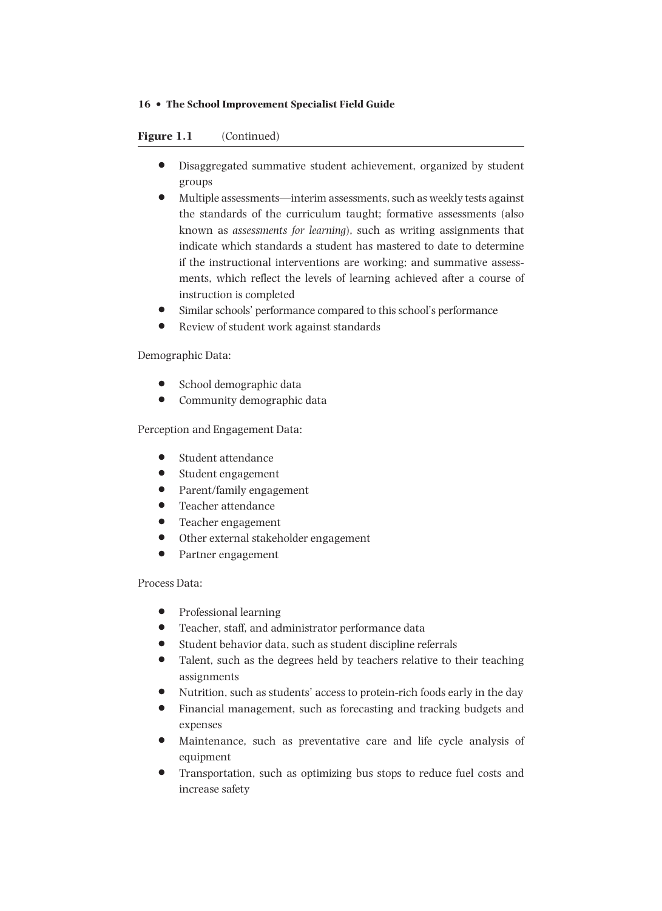**Figure 1.1** (Continued)

- Disaggregated summative student achievement, organized by student groups
- Multiple assessments—interim assessments, such as weekly tests against the standards of the curriculum taught; formative assessments (also known as *assessments for learning*), such as writing assignments that indicate which standards a student has mastered to date to determine if the instructional interventions are working; and summative assessments, which reflect the levels of learning achieved after a course of instruction is completed
- Similar schools' performance compared to this school's performance
- Review of student work against standards

Demographic Data:

- School demographic data
- Community demographic data

Perception and Engagement Data:

- Student attendance
- Student engagement
- Parent/family engagement
- Teacher attendance
- Teacher engagement
- Other external stakeholder engagement
- Partner engagement

Process Data:

- Professional learning
- Teacher, staff, and administrator performance data
- Student behavior data, such as student discipline referrals
- Talent, such as the degrees held by teachers relative to their teaching assignments
- Nutrition, such as students' access to protein-rich foods early in the day
- Financial management, such as forecasting and tracking budgets and expenses
- Maintenance, such as preventative care and life cycle analysis of equipment
- Transportation, such as optimizing bus stops to reduce fuel costs and increase safety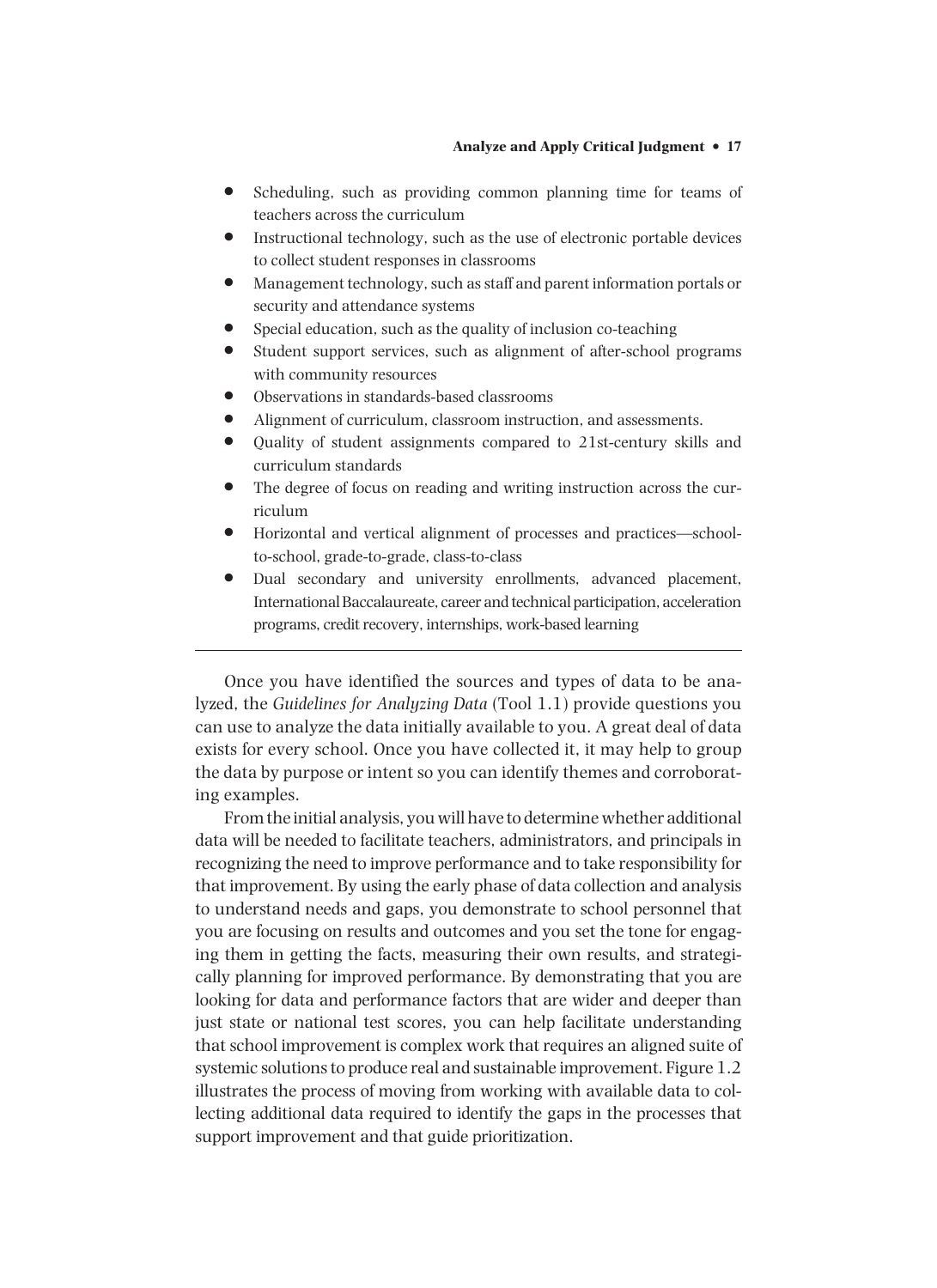- Scheduling, such as providing common planning time for teams of teachers across the curriculum
- Instructional technology, such as the use of electronic portable devices to collect student responses in classrooms
- Management technology, such as staff and parent information portals or security and attendance systems
- Special education, such as the quality of inclusion co-teaching
- Student support services, such as alignment of after-school programs with community resources
- Observations in standards-based classrooms
- Alignment of curriculum, classroom instruction, and assessments.
- Quality of student assignments compared to 21st-century skills and curriculum standards
- The degree of focus on reading and writing instruction across the curriculum
- Horizontal and vertical alignment of processes and practices—school-to-school, grade-to-grade, class-to-class
- Dual secondary and university enrollments, advanced placement, International Baccalaureate, career and technical participation, acceleration programs, credit recovery, internships, work-based learning

---

Once you have identified the sources and types of data to be analyzed, the *Guidelines for Analyzing Data* (Tool 1.1) provide questions you can use to analyze the data initially available to you. A great deal of data exists for every school. Once you have collected it, it may help to group the data by purpose or intent so you can identify themes and corroborating examples.

From the initial analysis, you will have to determine whether additional data will be needed to facilitate teachers, administrators, and principals in recognizing the need to improve performance and to take responsibility for that improvement. By using the early phase of data collection and analysis to understand needs and gaps, you demonstrate to school personnel that you are focusing on results and outcomes and you set the tone for engaging them in getting the facts, measuring their own results, and strategically planning for improved performance. By demonstrating that you are looking for data and performance factors that are wider and deeper than just state or national test scores, you can help facilitate understanding that school improvement is complex work that requires an aligned suite of systemic solutions to produce real and sustainable improvement. Figure 1.2 illustrates the process of moving from working with available data to collecting additional data required to identify the gaps in the processes that support improvement and that guide prioritization.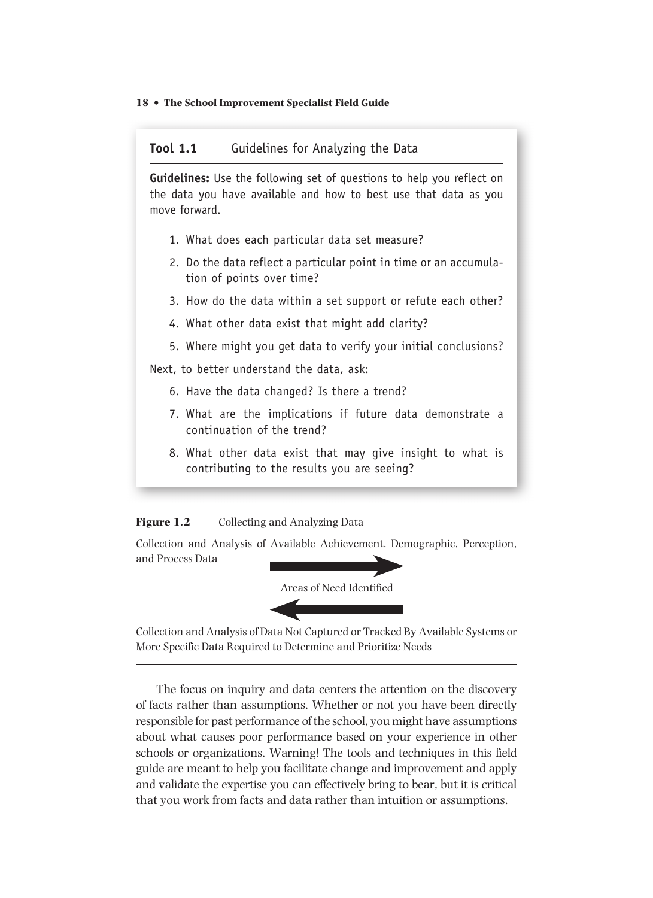**Tool 1.1** Guidelines for Analyzing the Data

**Guidelines:** Use the following set of questions to help you reflect on the data you have available and how to best use that data as you move forward.

1. What does each particular data set measure?
2. Do the data reflect a particular point in time or an accumulation of points over time?
3. How do the data within a set support or refute each other?
4. What other data exist that might add clarity?
5. Where might you get data to verify your initial conclusions?

Next, to better understand the data, ask:

6. Have the data changed? Is there a trend?
7. What are the implications if future data demonstrate a continuation of the trend?
8. What other data exist that may give insight to what is contributing to the results you are seeing?

**Figure 1.2** Collecting and Analyzing Data

Collection and Analysis of Available Achievement, Demographic, Perception, and Process Data

→

Areas of Need Identified

←

Collection and Analysis of Data Not Captured or Tracked By Available Systems or More Specific Data Required to Determine and Prioritize Needs

The focus on inquiry and data centers the attention on the discovery of facts rather than assumptions. Whether or not you have been directly responsible for past performance of the school, you might have assumptions about what causes poor performance based on your experience in other schools or organizations. Warning! The tools and techniques in this field guide are meant to help you facilitate change and improvement and apply and validate the expertise you can effectively bring to bear, but it is critical that you work from facts and data rather than intuition or assumptions.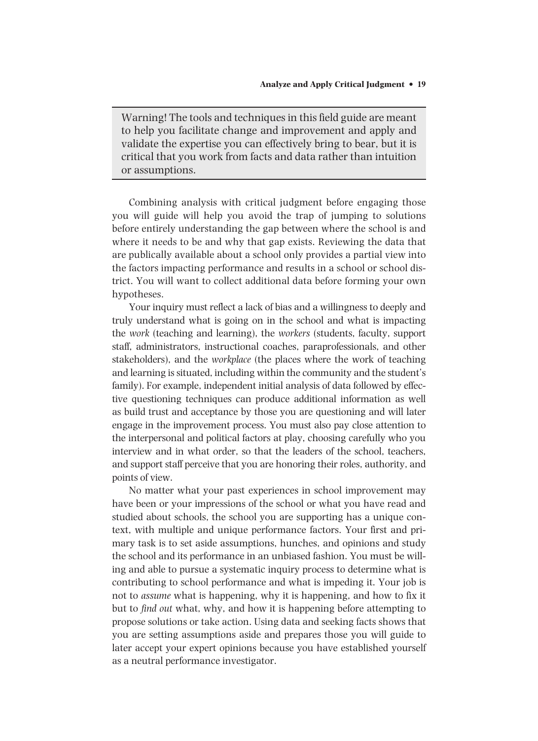> Warning! The tools and techniques in this field guide are meant to help you facilitate change and improvement and apply and validate the expertise you can effectively bring to bear, but it is critical that you work from facts and data rather than intuition or assumptions.

Combining analysis with critical judgment before engaging those you will guide will help you avoid the trap of jumping to solutions before entirely understanding the gap between where the school is and where it needs to be and why that gap exists. Reviewing the data that are publically available about a school only provides a partial view into the factors impacting performance and results in a school or school district. You will want to collect additional data before forming your own hypotheses.

Your inquiry must reflect a lack of bias and a willingness to deeply and truly understand what is going on in the school and what is impacting the *work* (teaching and learning), the *workers* (students, faculty, support staff, administrators, instructional coaches, paraprofessionals, and other stakeholders), and the *workplace* (the places where the work of teaching and learning is situated, including within the community and the student's family). For example, independent initial analysis of data followed by effective questioning techniques can produce additional information as well as build trust and acceptance by those you are questioning and will later engage in the improvement process. You must also pay close attention to the interpersonal and political factors at play, choosing carefully who you interview and in what order, so that the leaders of the school, teachers, and support staff perceive that you are honoring their roles, authority, and points of view.

No matter what your past experiences in school improvement may have been or your impressions of the school or what you have read and studied about schools, the school you are supporting has a unique context, with multiple and unique performance factors. Your first and primary task is to set aside assumptions, hunches, and opinions and study the school and its performance in an unbiased fashion. You must be willing and able to pursue a systematic inquiry process to determine what is contributing to school performance and what is impeding it. Your job is not to *assume* what is happening, why it is happening, and how to fix it but to *find out* what, why, and how it is happening before attempting to propose solutions or take action. Using data and seeking facts shows that you are setting assumptions aside and prepares those you will guide to later accept your expert opinions because you have established yourself as a neutral performance investigator.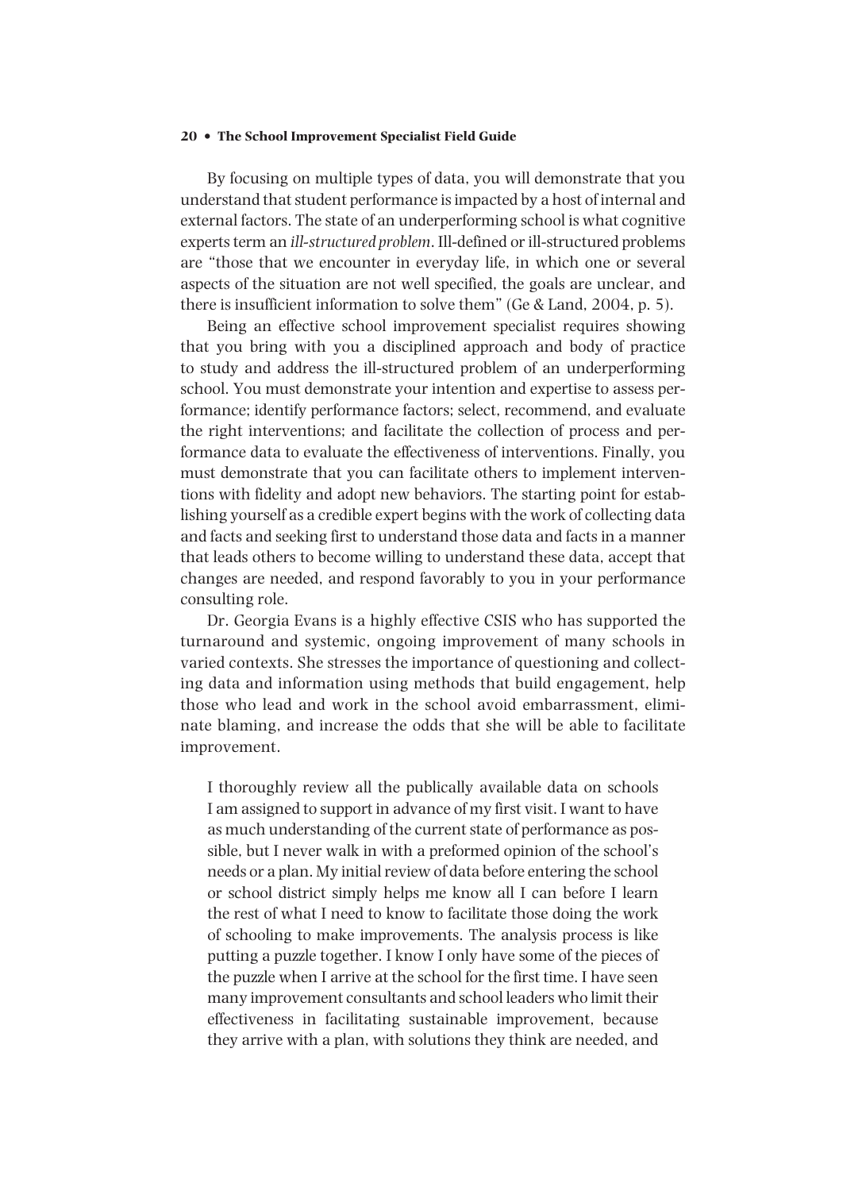By focusing on multiple types of data, you will demonstrate that you understand that student performance is impacted by a host of internal and external factors. The state of an underperforming school is what cognitive experts term an *ill-structured problem*. Ill-defined or ill-structured problems are "those that we encounter in everyday life, in which one or several aspects of the situation are not well specified, the goals are unclear, and there is insufficient information to solve them" (Ge & Land, 2004, p. 5).

Being an effective school improvement specialist requires showing that you bring with you a disciplined approach and body of practice to study and address the ill-structured problem of an underperforming school. You must demonstrate your intention and expertise to assess performance; identify performance factors; select, recommend, and evaluate the right interventions; and facilitate the collection of process and performance data to evaluate the effectiveness of interventions. Finally, you must demonstrate that you can facilitate others to implement interventions with fidelity and adopt new behaviors. The starting point for establishing yourself as a credible expert begins with the work of collecting data and facts and seeking first to understand those data and facts in a manner that leads others to become willing to understand these data, accept that changes are needed, and respond favorably to you in your performance consulting role.

Dr. Georgia Evans is a highly effective CSIS who has supported the turnaround and systemic, ongoing improvement of many schools in varied contexts. She stresses the importance of questioning and collecting data and information using methods that build engagement, help those who lead and work in the school avoid embarrassment, eliminate blaming, and increase the odds that she will be able to facilitate improvement.

> I thoroughly review all the publically available data on schools I am assigned to support in advance of my first visit. I want to have as much understanding of the current state of performance as possible, but I never walk in with a preformed opinion of the school's needs or a plan. My initial review of data before entering the school or school district simply helps me know all I can before I learn the rest of what I need to know to facilitate those doing the work of schooling to make improvements. The analysis process is like putting a puzzle together. I know I only have some of the pieces of the puzzle when I arrive at the school for the first time. I have seen many improvement consultants and school leaders who limit their effectiveness in facilitating sustainable improvement, because they arrive with a plan, with solutions they think are needed, and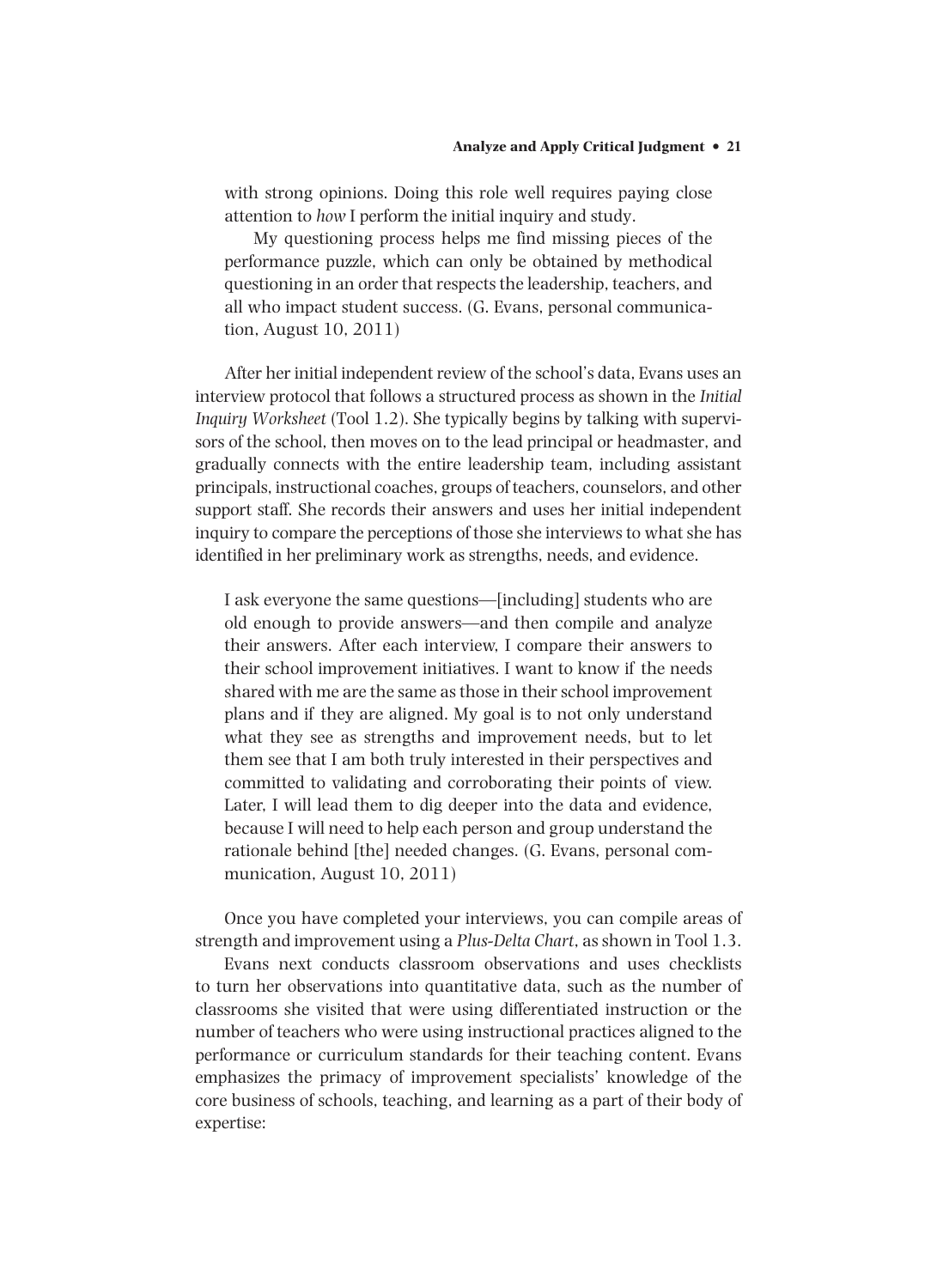with strong opinions. Doing this role well requires paying close attention to *how* I perform the initial inquiry and study.

My questioning process helps me find missing pieces of the performance puzzle, which can only be obtained by methodical questioning in an order that respects the leadership, teachers, and all who impact student success. (G. Evans, personal communication, August 10, 2011)

After her initial independent review of the school's data, Evans uses an interview protocol that follows a structured process as shown in the *Initial Inquiry Worksheet* (Tool 1.2). She typically begins by talking with supervisors of the school, then moves on to the lead principal or headmaster, and gradually connects with the entire leadership team, including assistant principals, instructional coaches, groups of teachers, counselors, and other support staff. She records their answers and uses her initial independent inquiry to compare the perceptions of those she interviews to what she has identified in her preliminary work as strengths, needs, and evidence.

> I ask everyone the same questions—[including] students who are old enough to provide answers—and then compile and analyze their answers. After each interview, I compare their answers to their school improvement initiatives. I want to know if the needs shared with me are the same as those in their school improvement plans and if they are aligned. My goal is to not only understand what they see as strengths and improvement needs, but to let them see that I am both truly interested in their perspectives and committed to validating and corroborating their points of view. Later, I will lead them to dig deeper into the data and evidence, because I will need to help each person and group understand the rationale behind [the] needed changes. (G. Evans, personal communication, August 10, 2011)

Once you have completed your interviews, you can compile areas of strength and improvement using a *Plus-Delta Chart*, as shown in Tool 1.3.

Evans next conducts classroom observations and uses checklists to turn her observations into quantitative data, such as the number of classrooms she visited that were using differentiated instruction or the number of teachers who were using instructional practices aligned to the performance or curriculum standards for their teaching content. Evans emphasizes the primacy of improvement specialists' knowledge of the core business of schools, teaching, and learning as a part of their body of expertise: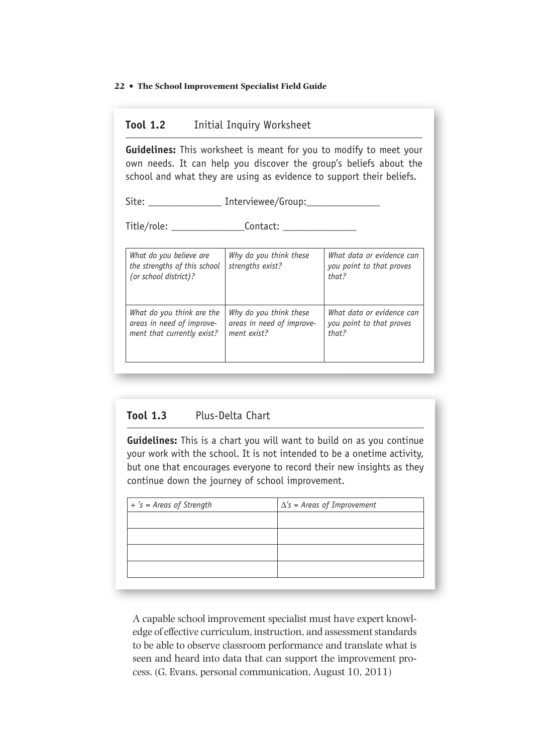### Tool 1.2 Initial Inquiry Worksheet

**Guidelines:** This worksheet is meant for you to modify to meet your own needs. It can help you discover the group's beliefs about the school and what they are using as evidence to support their beliefs.

Site: _______________ Interviewee/Group:_______________

Title/role: _______________Contact: _______________

| *What do you believe are the strengths of this school (or school district)?* | *Why do you think these strengths exist?* | *What data or evidence can you point to that proves that?* |
|---|---|---|
| *What do you think are the areas in need of improvement that currently exist?* | *Why do you think these areas in need of improvement exist?* | *What data or evidence can you point to that proves that?* |

### Tool 1.3 Plus-Delta Chart

**Guidelines:** This is a chart you will want to build on as you continue your work with the school. It is not intended to be a onetime activity, but one that encourages everyone to record their new insights as they continue down the journey of school improvement.

| *+ 's = Areas of Strength* | *$\Delta$'s = Areas of Improvement* |
|---|---|
| | |
| | |
| | |
| | |

> A capable school improvement specialist must have expert knowledge of effective curriculum, instruction, and assessment standards to be able to observe classroom performance and translate what is seen and heard into data that can support the improvement process. (G. Evans, personal communication, August 10, 2011)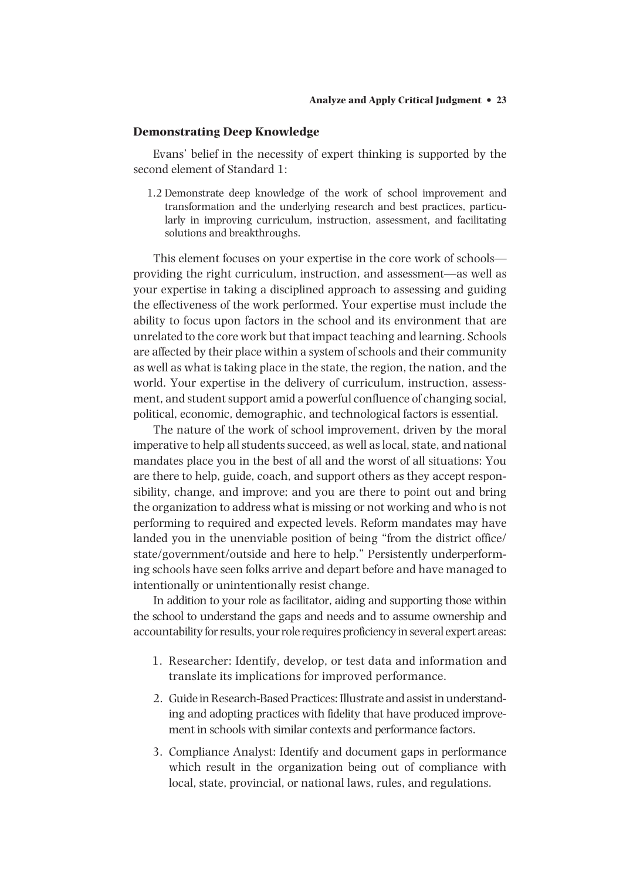## Demonstrating Deep Knowledge

Evans' belief in the necessity of expert thinking is supported by the second element of Standard 1:

> 1.2 Demonstrate deep knowledge of the work of school improvement and transformation and the underlying research and best practices, particularly in improving curriculum, instruction, assessment, and facilitating solutions and breakthroughs.

This element focuses on your expertise in the core work of schools—providing the right curriculum, instruction, and assessment—as well as your expertise in taking a disciplined approach to assessing and guiding the effectiveness of the work performed. Your expertise must include the ability to focus upon factors in the school and its environment that are unrelated to the core work but that impact teaching and learning. Schools are affected by their place within a system of schools and their community as well as what is taking place in the state, the region, the nation, and the world. Your expertise in the delivery of curriculum, instruction, assessment, and student support amid a powerful confluence of changing social, political, economic, demographic, and technological factors is essential.

The nature of the work of school improvement, driven by the moral imperative to help all students succeed, as well as local, state, and national mandates place you in the best of all and the worst of all situations: You are there to help, guide, coach, and support others as they accept responsibility, change, and improve; and you are there to point out and bring the organization to address what is missing or not working and who is not performing to required and expected levels. Reform mandates may have landed you in the unenviable position of being "from the district office/state/government/outside and here to help." Persistently underperforming schools have seen folks arrive and depart before and have managed to intentionally or unintentionally resist change.

In addition to your role as facilitator, aiding and supporting those within the school to understand the gaps and needs and to assume ownership and accountability for results, your role requires proficiency in several expert areas:

1. Researcher: Identify, develop, or test data and information and translate its implications for improved performance.
2. Guide in Research-Based Practices: Illustrate and assist in understanding and adopting practices with fidelity that have produced improvement in schools with similar contexts and performance factors.
3. Compliance Analyst: Identify and document gaps in performance which result in the organization being out of compliance with local, state, provincial, or national laws, rules, and regulations.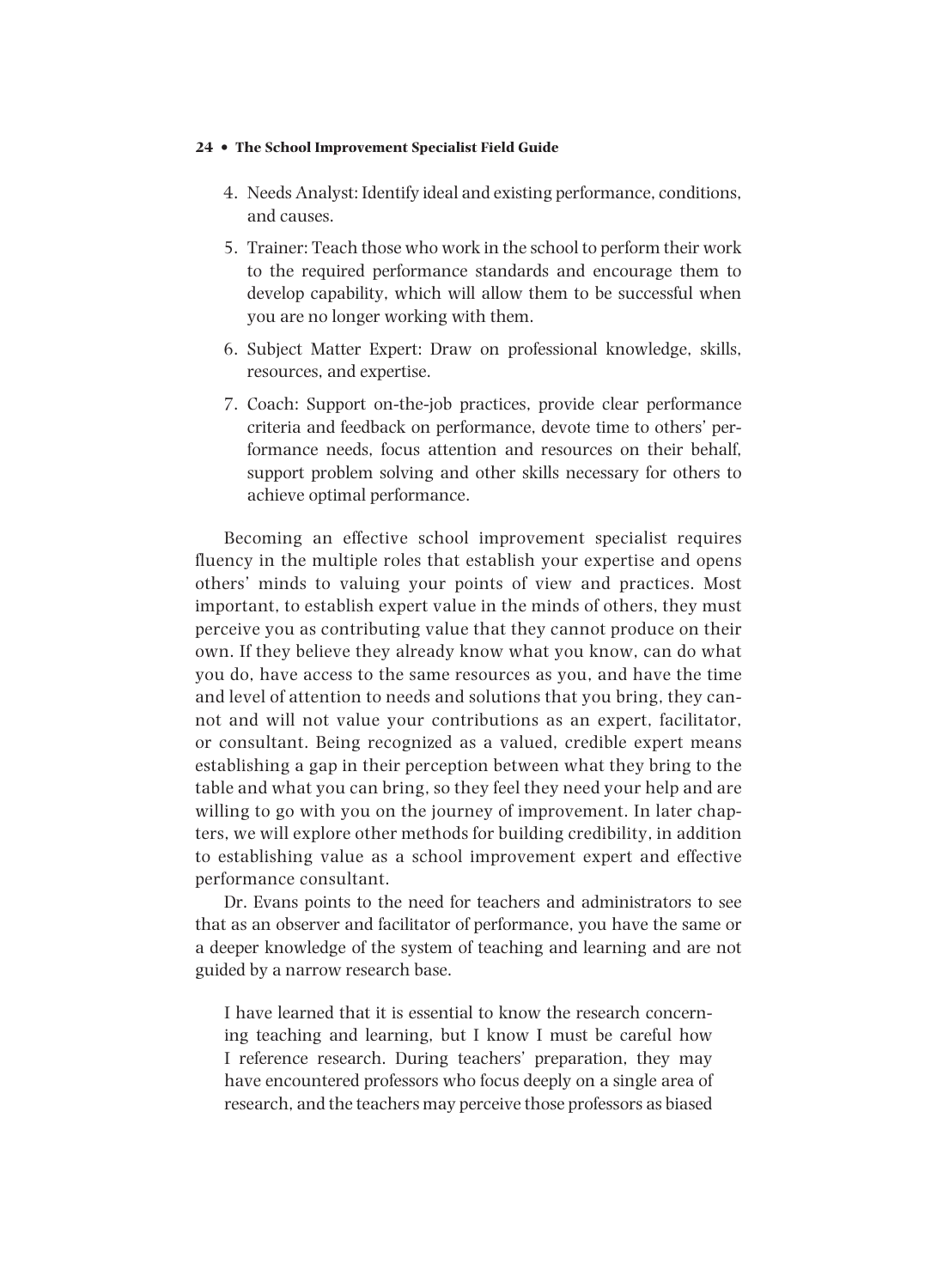4. Needs Analyst: Identify ideal and existing performance, conditions, and causes.
5. Trainer: Teach those who work in the school to perform their work to the required performance standards and encourage them to develop capability, which will allow them to be successful when you are no longer working with them.
6. Subject Matter Expert: Draw on professional knowledge, skills, resources, and expertise.
7. Coach: Support on-the-job practices, provide clear performance criteria and feedback on performance, devote time to others' performance needs, focus attention and resources on their behalf, support problem solving and other skills necessary for others to achieve optimal performance.

Becoming an effective school improvement specialist requires fluency in the multiple roles that establish your expertise and opens others' minds to valuing your points of view and practices. Most important, to establish expert value in the minds of others, they must perceive you as contributing value that they cannot produce on their own. If they believe they already know what you know, can do what you do, have access to the same resources as you, and have the time and level of attention to needs and solutions that you bring, they cannot and will not value your contributions as an expert, facilitator, or consultant. Being recognized as a valued, credible expert means establishing a gap in their perception between what they bring to the table and what you can bring, so they feel they need your help and are willing to go with you on the journey of improvement. In later chapters, we will explore other methods for building credibility, in addition to establishing value as a school improvement expert and effective performance consultant.

Dr. Evans points to the need for teachers and administrators to see that as an observer and facilitator of performance, you have the same or a deeper knowledge of the system of teaching and learning and are not guided by a narrow research base.

> I have learned that it is essential to know the research concerning teaching and learning, but I know I must be careful how I reference research. During teachers' preparation, they may have encountered professors who focus deeply on a single area of research, and the teachers may perceive those professors as biased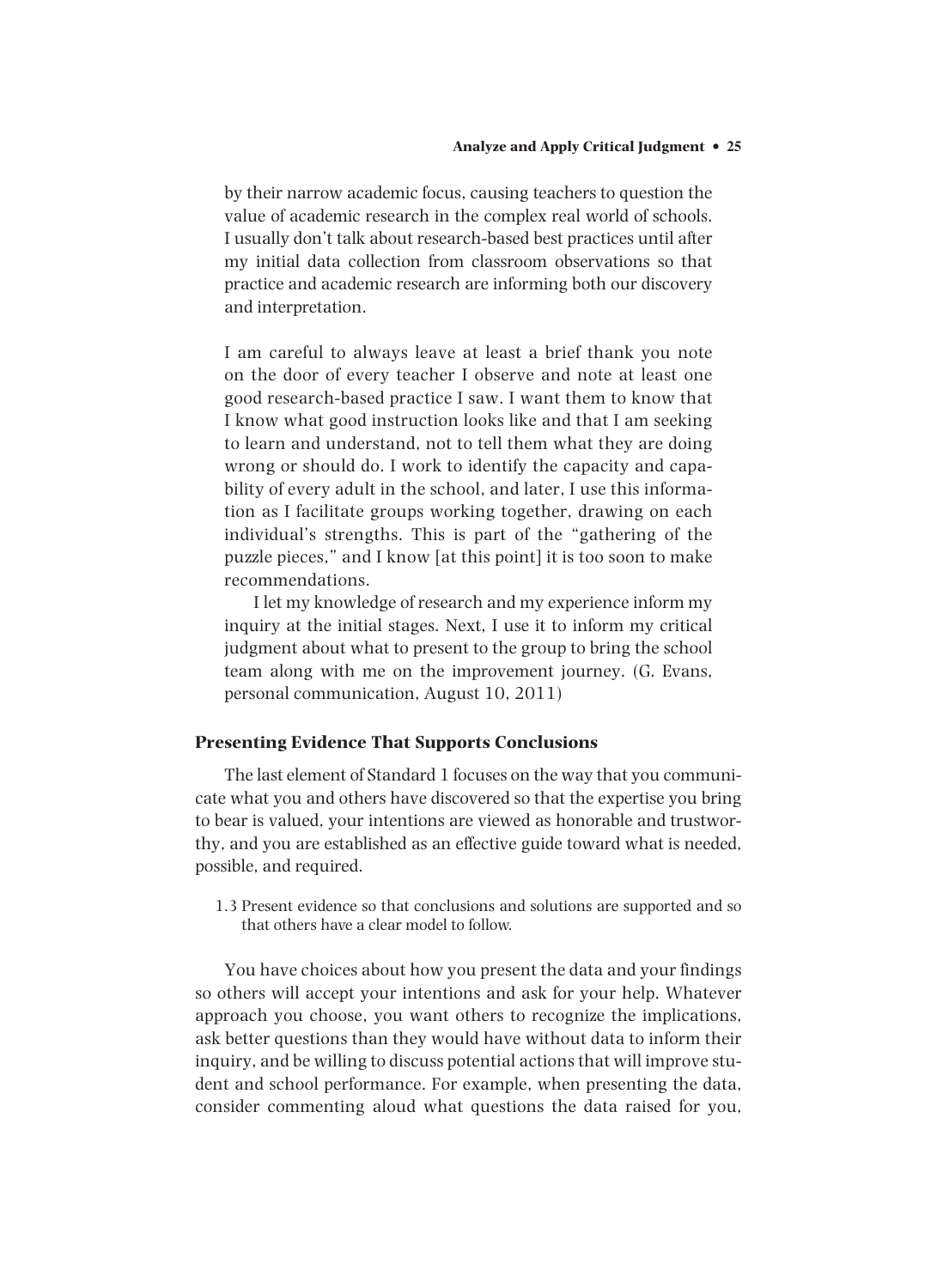by their narrow academic focus, causing teachers to question the value of academic research in the complex real world of schools. I usually don't talk about research-based best practices until after my initial data collection from classroom observations so that practice and academic research are informing both our discovery and interpretation.

I am careful to always leave at least a brief thank you note on the door of every teacher I observe and note at least one good research-based practice I saw. I want them to know that I know what good instruction looks like and that I am seeking to learn and understand, not to tell them what they are doing wrong or should do. I work to identify the capacity and capability of every adult in the school, and later, I use this information as I facilitate groups working together, drawing on each individual's strengths. This is part of the "gathering of the puzzle pieces," and I know [at this point] it is too soon to make recommendations.

I let my knowledge of research and my experience inform my inquiry at the initial stages. Next, I use it to inform my critical judgment about what to present to the group to bring the school team along with me on the improvement journey. (G. Evans, personal communication, August 10, 2011)

### Presenting Evidence That Supports Conclusions

The last element of Standard 1 focuses on the way that you communicate what you and others have discovered so that the expertise you bring to bear is valued, your intentions are viewed as honorable and trustworthy, and you are established as an effective guide toward what is needed, possible, and required.

1.3 Present evidence so that conclusions and solutions are supported and so that others have a clear model to follow.

You have choices about how you present the data and your findings so others will accept your intentions and ask for your help. Whatever approach you choose, you want others to recognize the implications, ask better questions than they would have without data to inform their inquiry, and be willing to discuss potential actions that will improve student and school performance. For example, when presenting the data, consider commenting aloud what questions the data raised for you,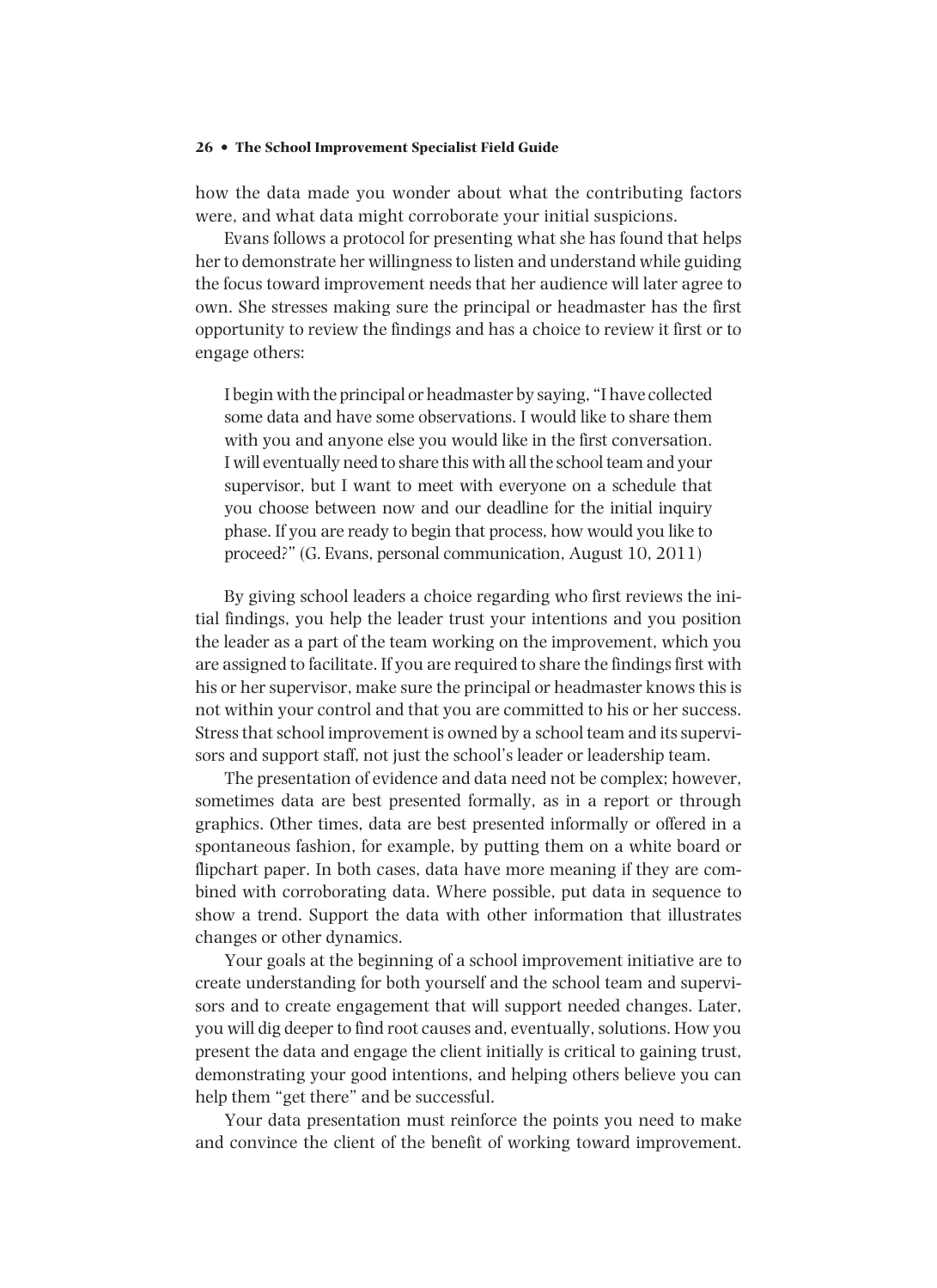how the data made you wonder about what the contributing factors were, and what data might corroborate your initial suspicions.

Evans follows a protocol for presenting what she has found that helps her to demonstrate her willingness to listen and understand while guiding the focus toward improvement needs that her audience will later agree to own. She stresses making sure the principal or headmaster has the first opportunity to review the findings and has a choice to review it first or to engage others:

> I begin with the principal or headmaster by saying, "I have collected some data and have some observations. I would like to share them with you and anyone else you would like in the first conversation. I will eventually need to share this with all the school team and your supervisor, but I want to meet with everyone on a schedule that you choose between now and our deadline for the initial inquiry phase. If you are ready to begin that process, how would you like to proceed?" (G. Evans, personal communication, August 10, 2011)

By giving school leaders a choice regarding who first reviews the initial findings, you help the leader trust your intentions and you position the leader as a part of the team working on the improvement, which you are assigned to facilitate. If you are required to share the findings first with his or her supervisor, make sure the principal or headmaster knows this is not within your control and that you are committed to his or her success. Stress that school improvement is owned by a school team and its supervisors and support staff, not just the school's leader or leadership team.

The presentation of evidence and data need not be complex; however, sometimes data are best presented formally, as in a report or through graphics. Other times, data are best presented informally or offered in a spontaneous fashion, for example, by putting them on a white board or flipchart paper. In both cases, data have more meaning if they are combined with corroborating data. Where possible, put data in sequence to show a trend. Support the data with other information that illustrates changes or other dynamics.

Your goals at the beginning of a school improvement initiative are to create understanding for both yourself and the school team and supervisors and to create engagement that will support needed changes. Later, you will dig deeper to find root causes and, eventually, solutions. How you present the data and engage the client initially is critical to gaining trust, demonstrating your good intentions, and helping others believe you can help them "get there" and be successful.

Your data presentation must reinforce the points you need to make and convince the client of the benefit of working toward improvement.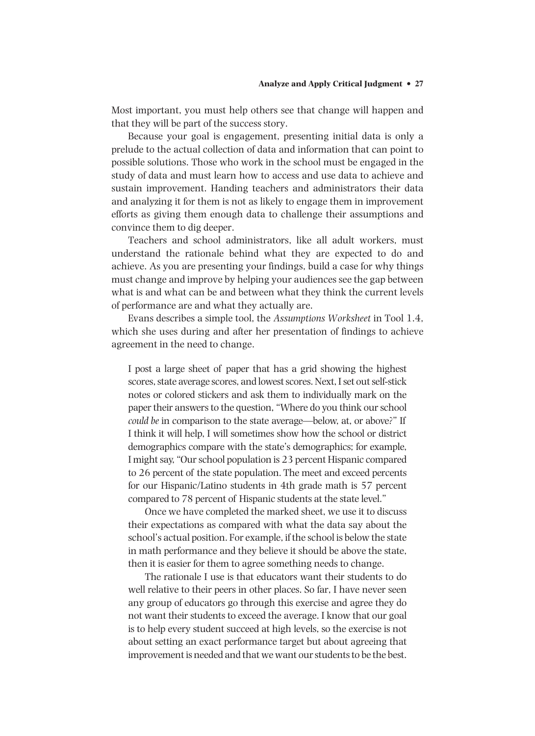Most important, you must help others see that change will happen and that they will be part of the success story.

Because your goal is engagement, presenting initial data is only a prelude to the actual collection of data and information that can point to possible solutions. Those who work in the school must be engaged in the study of data and must learn how to access and use data to achieve and sustain improvement. Handing teachers and administrators their data and analyzing it for them is not as likely to engage them in improvement efforts as giving them enough data to challenge their assumptions and convince them to dig deeper.

Teachers and school administrators, like all adult workers, must understand the rationale behind what they are expected to do and achieve. As you are presenting your findings, build a case for why things must change and improve by helping your audiences see the gap between what is and what can be and between what they think the current levels of performance are and what they actually are.

Evans describes a simple tool, the *Assumptions Worksheet* in Tool 1.4, which she uses during and after her presentation of findings to achieve agreement in the need to change.

> I post a large sheet of paper that has a grid showing the highest scores, state average scores, and lowest scores. Next, I set out self-stick notes or colored stickers and ask them to individually mark on the paper their answers to the question, "Where do you think our school *could be* in comparison to the state average—below, at, or above?" If I think it will help, I will sometimes show how the school or district demographics compare with the state's demographics; for example, I might say, "Our school population is 23 percent Hispanic compared to 26 percent of the state population. The meet and exceed percents for our Hispanic/Latino students in 4th grade math is 57 percent compared to 78 percent of Hispanic students at the state level."
>
> Once we have completed the marked sheet, we use it to discuss their expectations as compared with what the data say about the school's actual position. For example, if the school is below the state in math performance and they believe it should be above the state, then it is easier for them to agree something needs to change.
>
> The rationale I use is that educators want their students to do well relative to their peers in other places. So far, I have never seen any group of educators go through this exercise and agree they do not want their students to exceed the average. I know that our goal is to help every student succeed at high levels, so the exercise is not about setting an exact performance target but about agreeing that improvement is needed and that we want our students to be the best.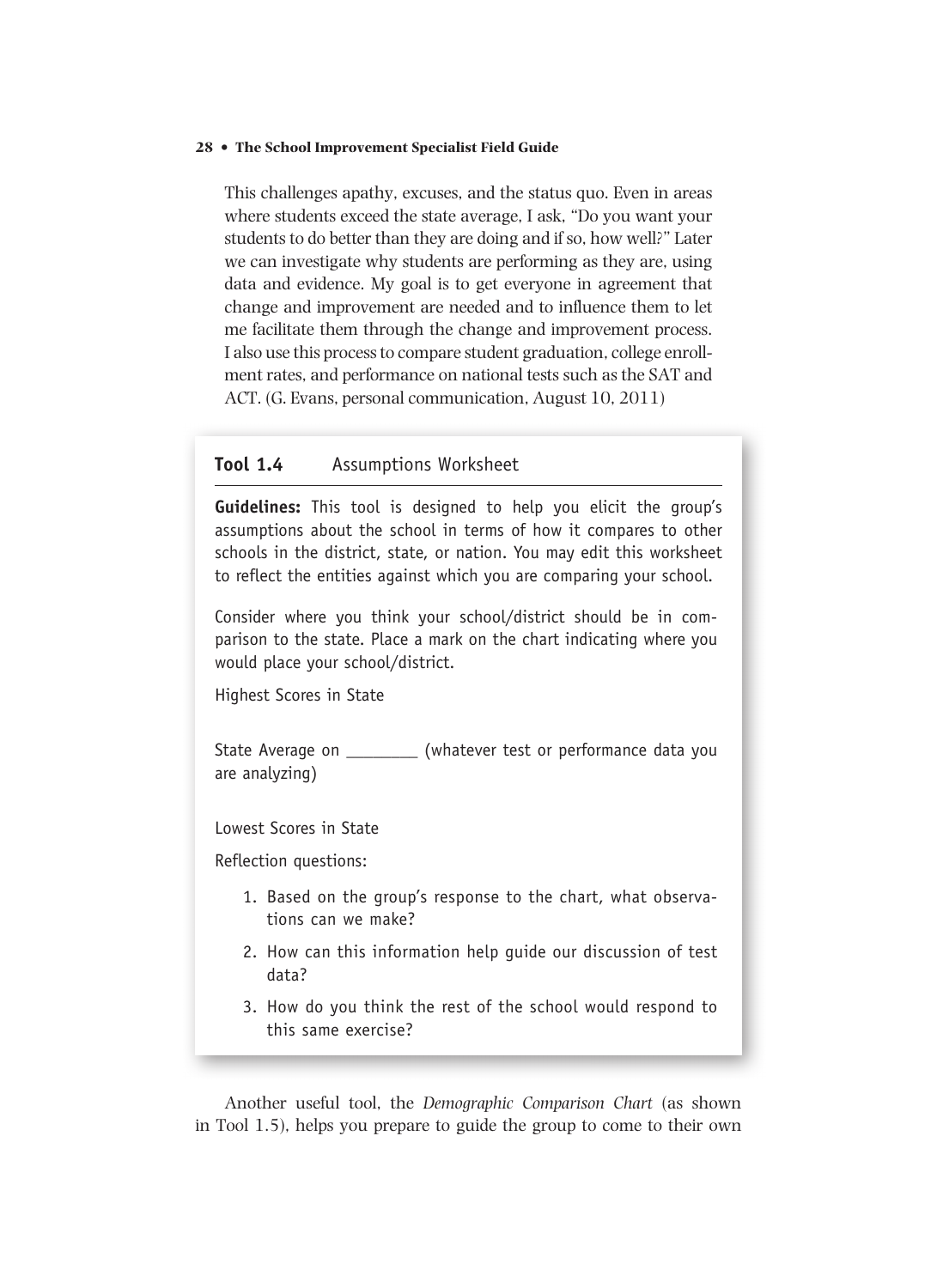This challenges apathy, excuses, and the status quo. Even in areas where students exceed the state average, I ask, "Do you want your students to do better than they are doing and if so, how well?" Later we can investigate why students are performing as they are, using data and evidence. My goal is to get everyone in agreement that change and improvement are needed and to influence them to let me facilitate them through the change and improvement process. I also use this process to compare student graduation, college enrollment rates, and performance on national tests such as the SAT and ACT. (G. Evans, personal communication, August 10, 2011)

### Tool 1.4 Assumptions Worksheet

**Guidelines:** This tool is designed to help you elicit the group's assumptions about the school in terms of how it compares to other schools in the district, state, or nation. You may edit this worksheet to reflect the entities against which you are comparing your school.

Consider where you think your school/district should be in comparison to the state. Place a mark on the chart indicating where you would place your school/district.

Highest Scores in State

State Average on ________ (whatever test or performance data you are analyzing)

Lowest Scores in State

Reflection questions:

1. Based on the group's response to the chart, what observations can we make?
2. How can this information help guide our discussion of test data?
3. How do you think the rest of the school would respond to this same exercise?

Another useful tool, the *Demographic Comparison Chart* (as shown in Tool 1.5), helps you prepare to guide the group to come to their own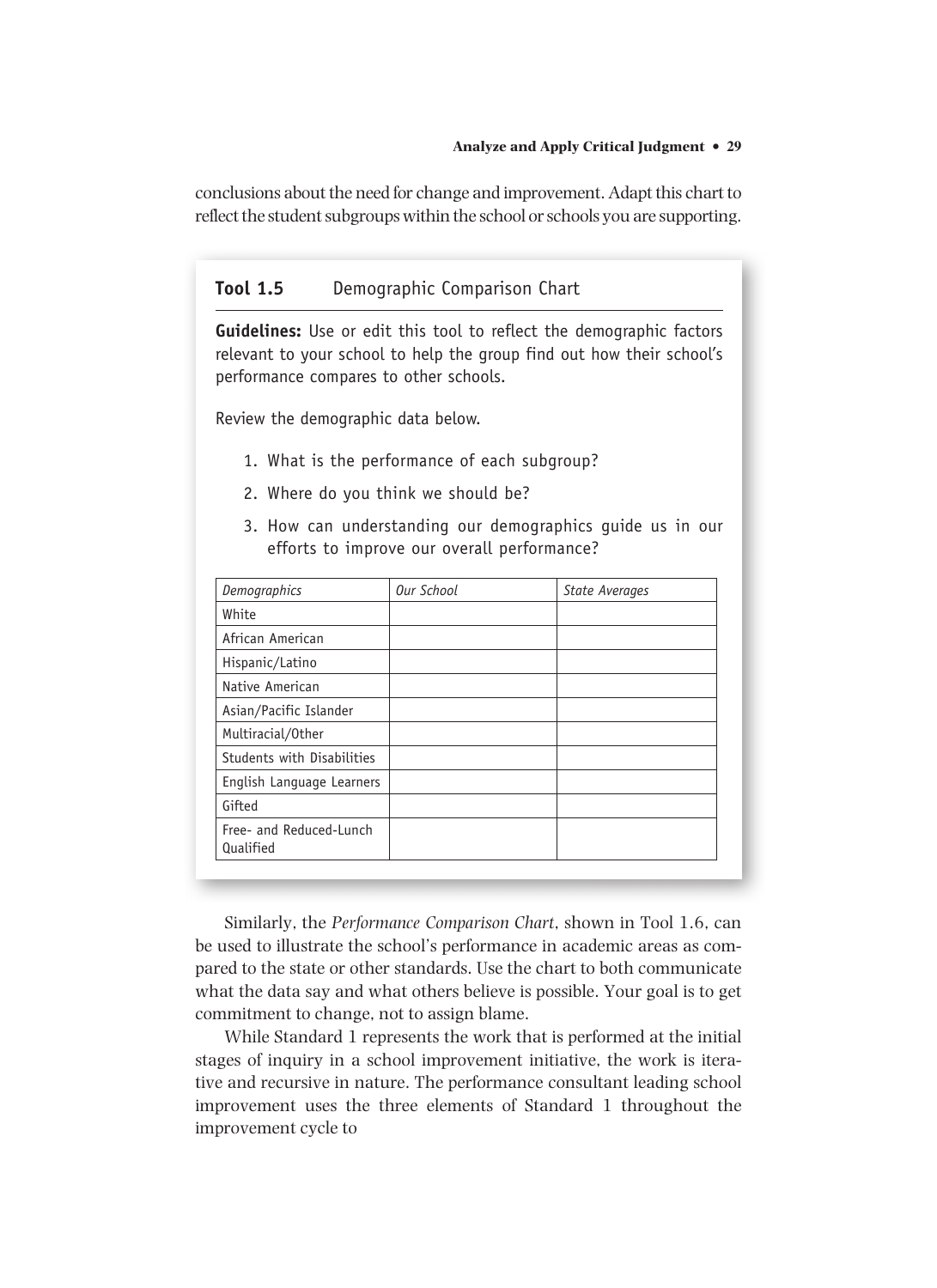conclusions about the need for change and improvement. Adapt this chart to reflect the student subgroups within the school or schools you are supporting.

**Tool 1.5** Demographic Comparison Chart

**Guidelines:** Use or edit this tool to reflect the demographic factors relevant to your school to help the group find out how their school's performance compares to other schools.

Review the demographic data below.

1. What is the performance of each subgroup?
2. Where do you think we should be?
3. How can understanding our demographics guide us in our efforts to improve our overall performance?

| *Demographics* | *Our School* | *State Averages* |
|---|---|---|
| White | | |
| African American | | |
| Hispanic/Latino | | |
| Native American | | |
| Asian/Pacific Islander | | |
| Multiracial/Other | | |
| Students with Disabilities | | |
| English Language Learners | | |
| Gifted | | |
| Free- and Reduced-Lunch Qualified | | |

Similarly, the *Performance Comparison Chart*, shown in Tool 1.6, can be used to illustrate the school's performance in academic areas as compared to the state or other standards. Use the chart to both communicate what the data say and what others believe is possible. Your goal is to get commitment to change, not to assign blame.

While Standard 1 represents the work that is performed at the initial stages of inquiry in a school improvement initiative, the work is iterative and recursive in nature. The performance consultant leading school improvement uses the three elements of Standard 1 throughout the improvement cycle to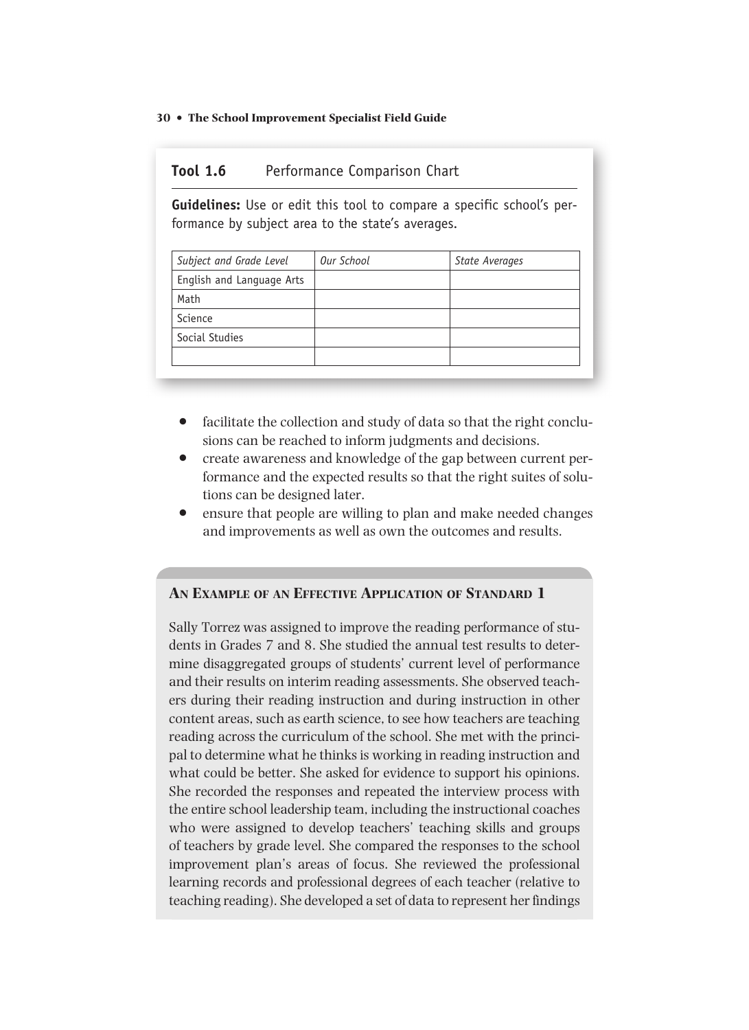**Tool 1.6** Performance Comparison Chart

**Guidelines:** Use or edit this tool to compare a specific school's performance by subject area to the state's averages.

| *Subject and Grade Level* | *Our School* | *State Averages* |
|---|---|---|
| English and Language Arts | | |
| Math | | |
| Science | | |
| Social Studies | | |
| | | |

- facilitate the collection and study of data so that the right conclusions can be reached to inform judgments and decisions.
- create awareness and knowledge of the gap between current performance and the expected results so that the right suites of solutions can be designed later.
- ensure that people are willing to plan and make needed changes and improvements as well as own the outcomes and results.

### An Example of an Effective Application of Standard 1

Sally Torrez was assigned to improve the reading performance of students in Grades 7 and 8. She studied the annual test results to determine disaggregated groups of students' current level of performance and their results on interim reading assessments. She observed teachers during their reading instruction and during instruction in other content areas, such as earth science, to see how teachers are teaching reading across the curriculum of the school. She met with the principal to determine what he thinks is working in reading instruction and what could be better. She asked for evidence to support his opinions. She recorded the responses and repeated the interview process with the entire school leadership team, including the instructional coaches who were assigned to develop teachers' teaching skills and groups of teachers by grade level. She compared the responses to the school improvement plan's areas of focus. She reviewed the professional learning records and professional degrees of each teacher (relative to teaching reading). She developed a set of data to represent her findings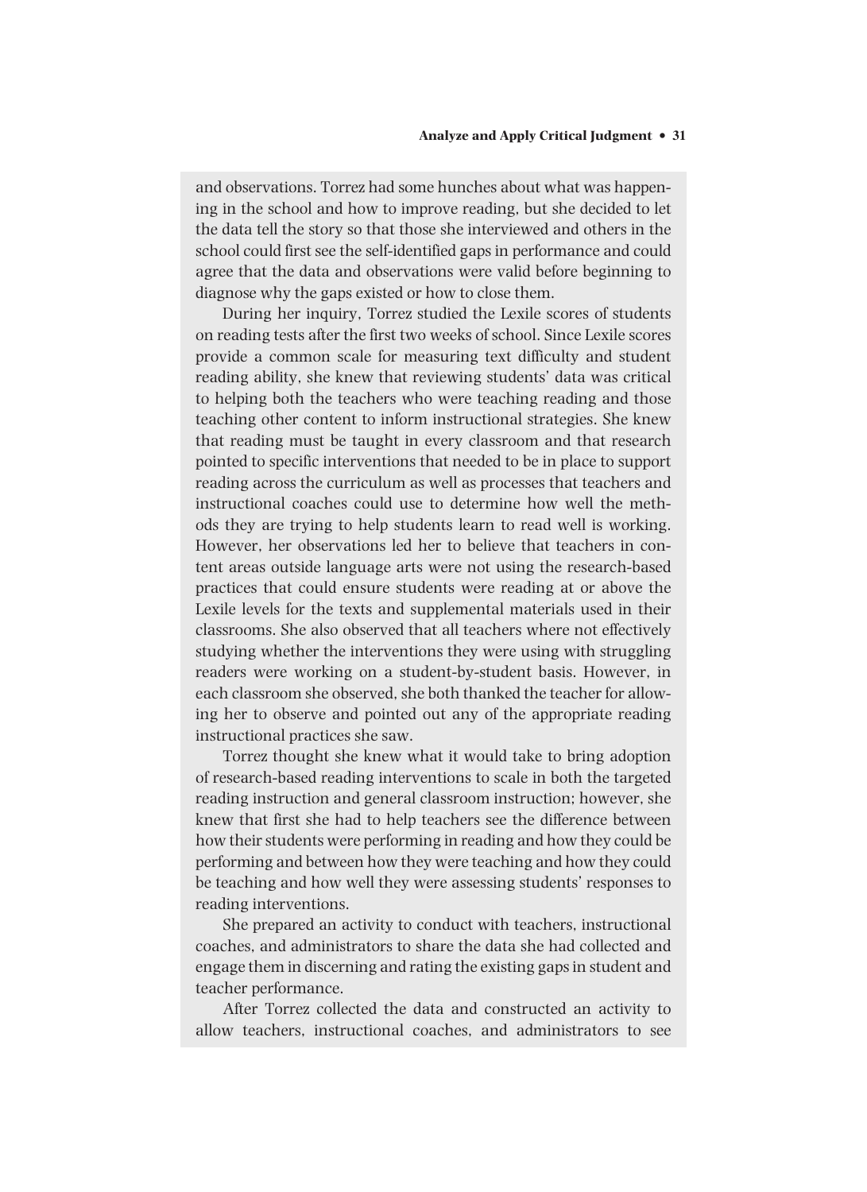and observations. Torrez had some hunches about what was happening in the school and how to improve reading, but she decided to let the data tell the story so that those she interviewed and others in the school could first see the self-identified gaps in performance and could agree that the data and observations were valid before beginning to diagnose why the gaps existed or how to close them.

During her inquiry, Torrez studied the Lexile scores of students on reading tests after the first two weeks of school. Since Lexile scores provide a common scale for measuring text difficulty and student reading ability, she knew that reviewing students' data was critical to helping both the teachers who were teaching reading and those teaching other content to inform instructional strategies. She knew that reading must be taught in every classroom and that research pointed to specific interventions that needed to be in place to support reading across the curriculum as well as processes that teachers and instructional coaches could use to determine how well the methods they are trying to help students learn to read well is working. However, her observations led her to believe that teachers in content areas outside language arts were not using the research-based practices that could ensure students were reading at or above the Lexile levels for the texts and supplemental materials used in their classrooms. She also observed that all teachers where not effectively studying whether the interventions they were using with struggling readers were working on a student-by-student basis. However, in each classroom she observed, she both thanked the teacher for allowing her to observe and pointed out any of the appropriate reading instructional practices she saw.

Torrez thought she knew what it would take to bring adoption of research-based reading interventions to scale in both the targeted reading instruction and general classroom instruction; however, she knew that first she had to help teachers see the difference between how their students were performing in reading and how they could be performing and between how they were teaching and how they could be teaching and how well they were assessing students' responses to reading interventions.

She prepared an activity to conduct with teachers, instructional coaches, and administrators to share the data she had collected and engage them in discerning and rating the existing gaps in student and teacher performance.

After Torrez collected the data and constructed an activity to allow teachers, instructional coaches, and administrators to see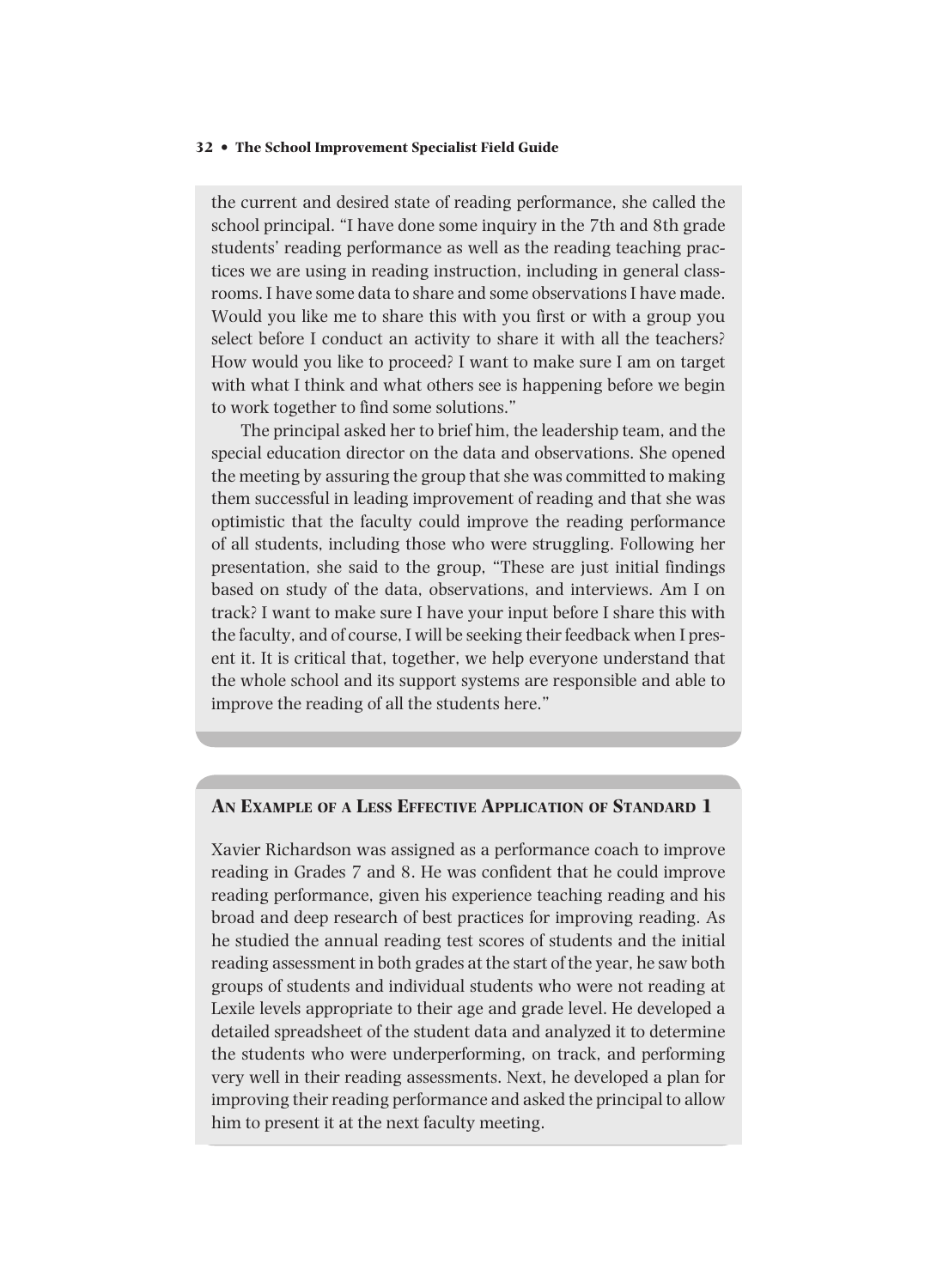the current and desired state of reading performance, she called the school principal. "I have done some inquiry in the 7th and 8th grade students' reading performance as well as the reading teaching practices we are using in reading instruction, including in general classrooms. I have some data to share and some observations I have made. Would you like me to share this with you first or with a group you select before I conduct an activity to share it with all the teachers? How would you like to proceed? I want to make sure I am on target with what I think and what others see is happening before we begin to work together to find some solutions."

The principal asked her to brief him, the leadership team, and the special education director on the data and observations. She opened the meeting by assuring the group that she was committed to making them successful in leading improvement of reading and that she was optimistic that the faculty could improve the reading performance of all students, including those who were struggling. Following her presentation, she said to the group, "These are just initial findings based on study of the data, observations, and interviews. Am I on track? I want to make sure I have your input before I share this with the faculty, and of course, I will be seeking their feedback when I present it. It is critical that, together, we help everyone understand that the whole school and its support systems are responsible and able to improve the reading of all the students here."

## An Example of a Less Effective Application of Standard 1

Xavier Richardson was assigned as a performance coach to improve reading in Grades 7 and 8. He was confident that he could improve reading performance, given his experience teaching reading and his broad and deep research of best practices for improving reading. As he studied the annual reading test scores of students and the initial reading assessment in both grades at the start of the year, he saw both groups of students and individual students who were not reading at Lexile levels appropriate to their age and grade level. He developed a detailed spreadsheet of the student data and analyzed it to determine the students who were underperforming, on track, and performing very well in their reading assessments. Next, he developed a plan for improving their reading performance and asked the principal to allow him to present it at the next faculty meeting.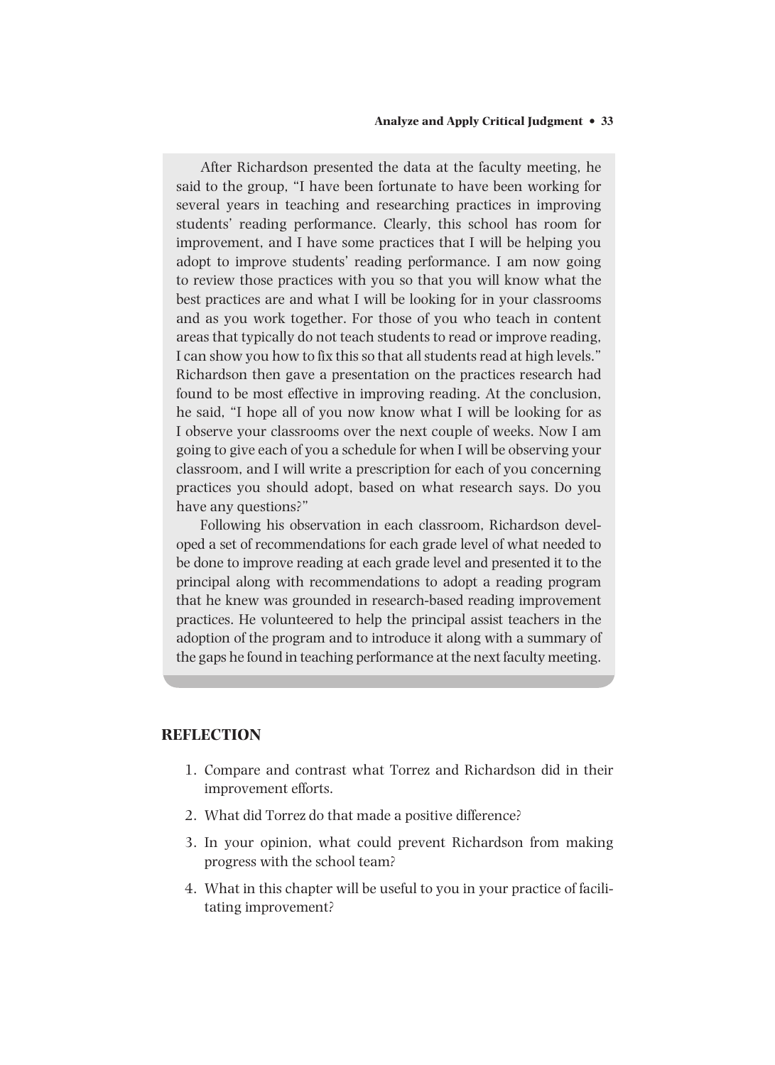After Richardson presented the data at the faculty meeting, he said to the group, "I have been fortunate to have been working for several years in teaching and researching practices in improving students' reading performance. Clearly, this school has room for improvement, and I have some practices that I will be helping you adopt to improve students' reading performance. I am now going to review those practices with you so that you will know what the best practices are and what I will be looking for in your classrooms and as you work together. For those of you who teach in content areas that typically do not teach students to read or improve reading, I can show you how to fix this so that all students read at high levels." Richardson then gave a presentation on the practices research had found to be most effective in improving reading. At the conclusion, he said, "I hope all of you now know what I will be looking for as I observe your classrooms over the next couple of weeks. Now I am going to give each of you a schedule for when I will be observing your classroom, and I will write a prescription for each of you concerning practices you should adopt, based on what research says. Do you have any questions?"

Following his observation in each classroom, Richardson developed a set of recommendations for each grade level of what needed to be done to improve reading at each grade level and presented it to the principal along with recommendations to adopt a reading program that he knew was grounded in research-based reading improvement practices. He volunteered to help the principal assist teachers in the adoption of the program and to introduce it along with a summary of the gaps he found in teaching performance at the next faculty meeting.

## REFLECTION

1. Compare and contrast what Torrez and Richardson did in their improvement efforts.
2. What did Torrez do that made a positive difference?
3. In your opinion, what could prevent Richardson from making progress with the school team?
4. What in this chapter will be useful to you in your practice of facilitating improvement?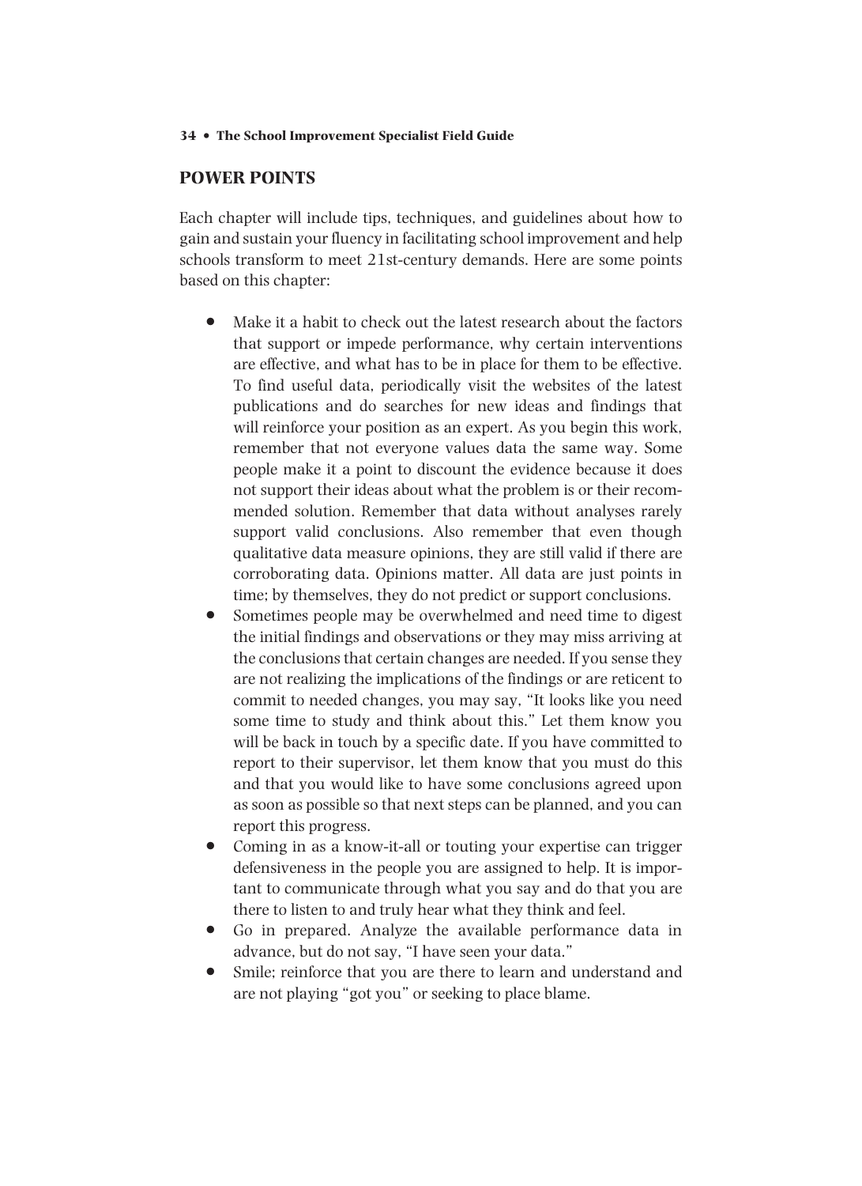## POWER POINTS

Each chapter will include tips, techniques, and guidelines about how to gain and sustain your fluency in facilitating school improvement and help schools transform to meet 21st-century demands. Here are some points based on this chapter:

- Make it a habit to check out the latest research about the factors that support or impede performance, why certain interventions are effective, and what has to be in place for them to be effective. To find useful data, periodically visit the websites of the latest publications and do searches for new ideas and findings that will reinforce your position as an expert. As you begin this work, remember that not everyone values data the same way. Some people make it a point to discount the evidence because it does not support their ideas about what the problem is or their recommended solution. Remember that data without analyses rarely support valid conclusions. Also remember that even though qualitative data measure opinions, they are still valid if there are corroborating data. Opinions matter. All data are just points in time; by themselves, they do not predict or support conclusions.
- Sometimes people may be overwhelmed and need time to digest the initial findings and observations or they may miss arriving at the conclusions that certain changes are needed. If you sense they are not realizing the implications of the findings or are reticent to commit to needed changes, you may say, "It looks like you need some time to study and think about this." Let them know you will be back in touch by a specific date. If you have committed to report to their supervisor, let them know that you must do this and that you would like to have some conclusions agreed upon as soon as possible so that next steps can be planned, and you can report this progress.
- Coming in as a know-it-all or touting your expertise can trigger defensiveness in the people you are assigned to help. It is important to communicate through what you say and do that you are there to listen to and truly hear what they think and feel.
- Go in prepared. Analyze the available performance data in advance, but do not say, "I have seen your data."
- Smile; reinforce that you are there to learn and understand and are not playing "got you" or seeking to place blame.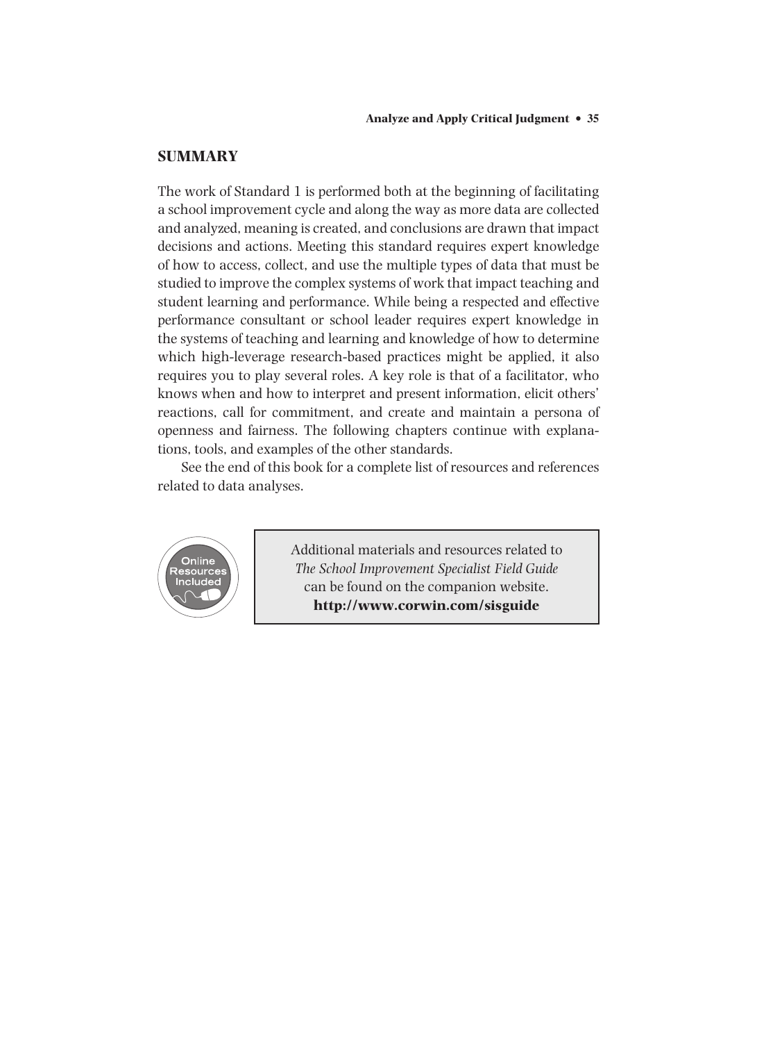## SUMMARY

The work of Standard 1 is performed both at the beginning of facilitating a school improvement cycle and along the way as more data are collected and analyzed, meaning is created, and conclusions are drawn that impact decisions and actions. Meeting this standard requires expert knowledge of how to access, collect, and use the multiple types of data that must be studied to improve the complex systems of work that impact teaching and student learning and performance. While being a respected and effective performance consultant or school leader requires expert knowledge in the systems of teaching and learning and knowledge of how to determine which high-leverage research-based practices might be applied, it also requires you to play several roles. A key role is that of a facilitator, who knows when and how to interpret and present information, elicit others' reactions, call for commitment, and create and maintain a persona of openness and fairness. The following chapters continue with explanations, tools, and examples of the other standards.

See the end of this book for a complete list of resources and references related to data analyses.

Online Resources Included

Additional materials and resources related to *The School Improvement Specialist Field Guide* can be found on the companion website.
**http://www.corwin.com/sisguide**